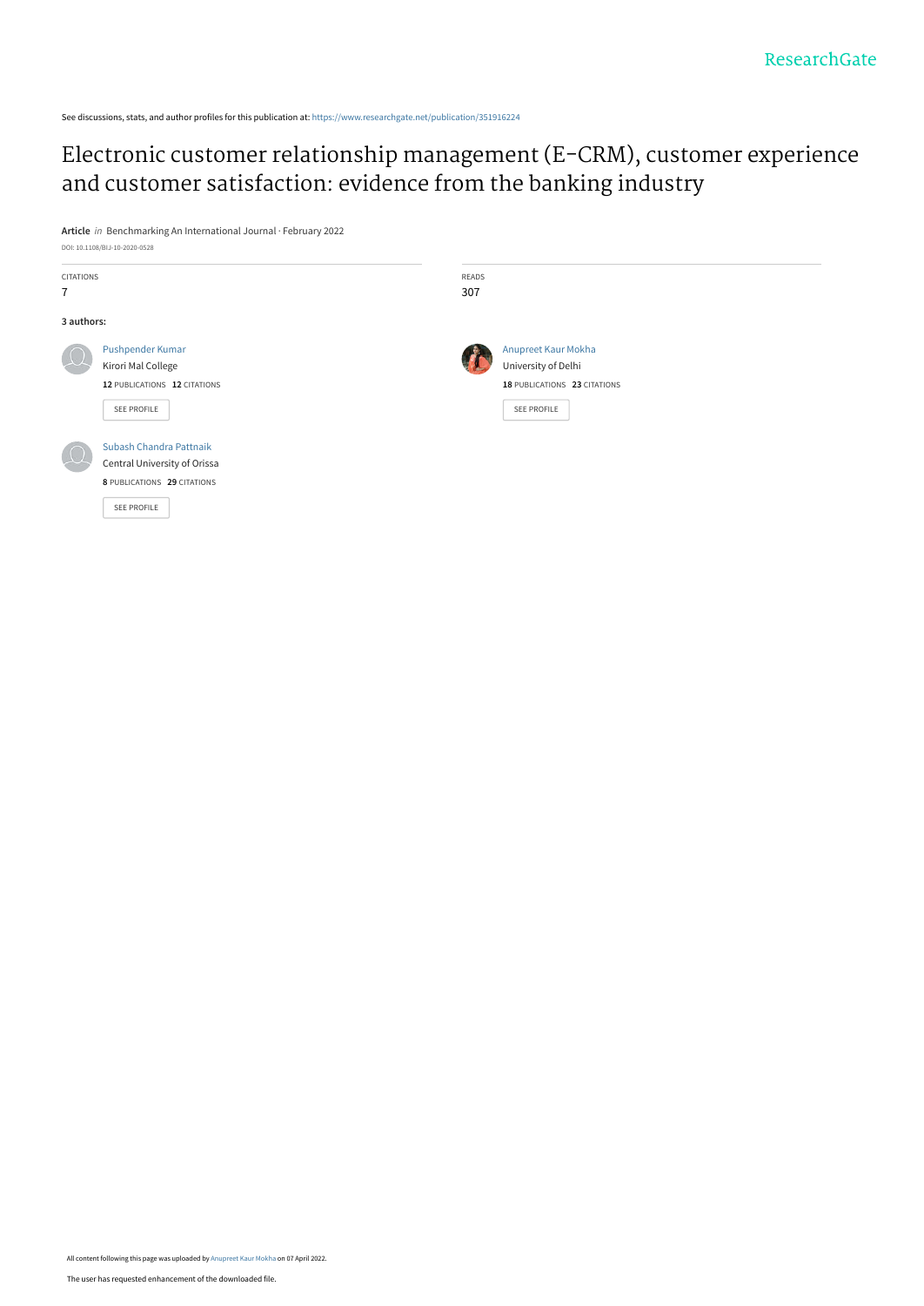See discussions, stats, and author profiles for this publication at: https://www.researchgate.net/publication/351916224

# Electronic customer relationship management (E-CRM), customer experience and customer satisfaction: evidence from the banking industry

**Article** *in* Benchmarking An International Journal · February 2022

DOI: 10.1108/BIJ-10-2020-0528

| CITATIONS | READS |
|---|---|
| 7 | 307 |

**3 authors:**

**Pushpender Kumar**
Kirori Mal College
12 PUBLICATIONS 12 CITATIONS
SEE PROFILE

**Anupreet Kaur Mokha**
University of Delhi
18 PUBLICATIONS 23 CITATIONS
SEE PROFILE

**Subash Chandra Pattnaik**
Central University of Orissa
8 PUBLICATIONS 29 CITATIONS
SEE PROFILE

All content following this page was uploaded by Anupreet Kaur Mokha on 07 April 2022.

The user has requested enhancement of the downloaded file.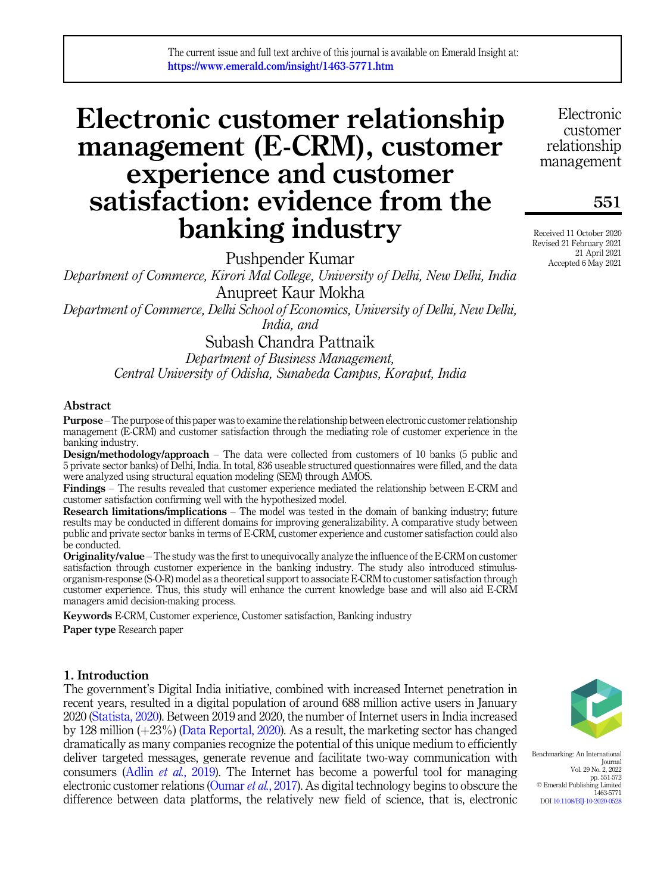# Electronic customer relationship management (E-CRM), customer experience and customer satisfaction: evidence from the banking industry

Pushpender Kumar

*Department of Commerce, Kirori Mal College, University of Delhi, New Delhi, India*

Anupreet Kaur Mokha

*Department of Commerce, Delhi School of Economics, University of Delhi, New Delhi, India, and*

Subash Chandra Pattnaik

*Department of Business Management, Central University of Odisha, Sunabeda Campus, Koraput, India*

Received 11 October 2020
Revised 21 February 2021
21 April 2021
Accepted 6 May 2021

## Abstract

**Purpose** – The purpose of this paper was to examine the relationship between electronic customer relationship management (E-CRM) and customer satisfaction through the mediating role of customer experience in the banking industry.

**Design/methodology/approach** – The data were collected from customers of 10 banks (5 public and 5 private sector banks) of Delhi, India. In total, 836 useable structured questionnaires were filled, and the data were analyzed using structural equation modeling (SEM) through AMOS.

**Findings** – The results revealed that customer experience mediated the relationship between E-CRM and customer satisfaction confirming well with the hypothesized model.

**Research limitations/implications** – The model was tested in the domain of banking industry; future results may be conducted in different domains for improving generalizability. A comparative study between public and private sector banks in terms of E-CRM, customer experience and customer satisfaction could also be conducted.

**Originality/value** – The study was the first to unequivocally analyze the influence of the E-CRM on customer satisfaction through customer experience in the banking industry. The study also introduced stimulus-organism-response (S-O-R) model as a theoretical support to associate E-CRM to customer satisfaction through customer experience. Thus, this study will enhance the current knowledge base and will also aid E-CRM managers amid decision-making process.

**Keywords** E-CRM, Customer experience, Customer satisfaction, Banking industry

**Paper type** Research paper

## 1. Introduction

The government's Digital India initiative, combined with increased Internet penetration in recent years, resulted in a digital population of around 688 million active users in January 2020 (Statista, 2020). Between 2019 and 2020, the number of Internet users in India increased by 128 million (+23%) (Data Reportal, 2020). As a result, the marketing sector has changed dramatically as many companies recognize the potential of this unique medium to efficiently deliver targeted messages, generate revenue and facilitate two-way communication with consumers (Adlin *et al.*, 2019). The Internet has become a powerful tool for managing electronic customer relations (Oumar *et al.*, 2017). As digital technology begins to obscure the difference between data platforms, the relatively new field of science, that is, electronic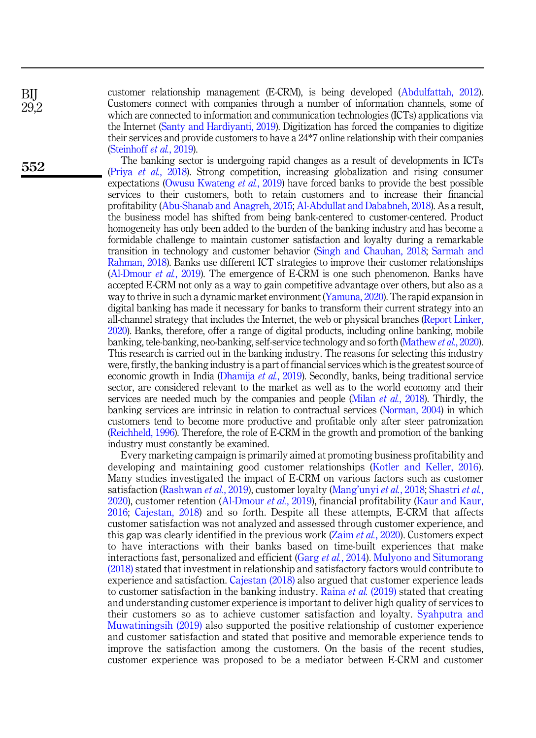customer relationship management (E-CRM), is being developed (Abdulfattah, 2012). Customers connect with companies through a number of information channels, some of which are connected to information and communication technologies (ICTs) applications via the Internet (Santy and Hardiyanti, 2019). Digitization has forced the companies to digitize their services and provide customers to have a 24*7 online relationship with their companies (Steinhoff *et al.*, 2019).

The banking sector is undergoing rapid changes as a result of developments in ICTs (Priya *et al.*, 2018). Strong competition, increasing globalization and rising consumer expectations (Owusu Kwateng *et al.*, 2019) have forced banks to provide the best possible services to their customers, both to retain customers and to increase their financial profitability (Abu-Shanab and Anagreh, 2015; Al-Abdullat and Dababneh, 2018). As a result, the business model has shifted from being bank-centered to customer-centered. Product homogeneity has only been added to the burden of the banking industry and has become a formidable challenge to maintain customer satisfaction and loyalty during a remarkable transition in technology and customer behavior (Singh and Chauhan, 2018; Sarmah and Rahman, 2018). Banks use different ICT strategies to improve their customer relationships (Al-Dmour *et al.*, 2019). The emergence of E-CRM is one such phenomenon. Banks have accepted E-CRM not only as a way to gain competitive advantage over others, but also as a way to thrive in such a dynamic market environment (Yamuna, 2020). The rapid expansion in digital banking has made it necessary for banks to transform their current strategy into an all-channel strategy that includes the Internet, the web or physical branches (Report Linker, 2020). Banks, therefore, offer a range of digital products, including online banking, mobile banking, tele-banking, neo-banking, self-service technology and so forth (Mathew *et al.*, 2020). This research is carried out in the banking industry. The reasons for selecting this industry were, firstly, the banking industry is a part of financial services which is the greatest source of economic growth in India (Dhamija *et al.*, 2019). Secondly, banks, being traditional service sector, are considered relevant to the market as well as to the world economy and their services are needed much by the companies and people (Milan *et al.*, 2018). Thirdly, the banking services are intrinsic in relation to contractual services (Norman, 2004) in which customers tend to become more productive and profitable only after steer patronization (Reichheld, 1996). Therefore, the role of E-CRM in the growth and promotion of the banking industry must constantly be examined.

Every marketing campaign is primarily aimed at promoting business profitability and developing and maintaining good customer relationships (Kotler and Keller, 2016). Many studies investigated the impact of E-CRM on various factors such as customer satisfaction (Rashwan *et al.*, 2019), customer loyalty (Mang'unyi *et al.*, 2018; Shastri *et al.*, 2020), customer retention (Al-Dmour *et al.*, 2019), financial profitability (Kaur and Kaur, 2016; Cajestan, 2018) and so forth. Despite all these attempts, E-CRM that affects customer satisfaction was not analyzed and assessed through customer experience, and this gap was clearly identified in the previous work (Zaim *et al.*, 2020). Customers expect to have interactions with their banks based on time-built experiences that make interactions fast, personalized and efficient (Garg *et al.*, 2014). Mulyono and Situmorang (2018) stated that investment in relationship and satisfactory factors would contribute to experience and satisfaction. Cajestan (2018) also argued that customer experience leads to customer satisfaction in the banking industry. Raina *et al.* (2019) stated that creating and understanding customer experience is important to deliver high quality of services to their customers so as to achieve customer satisfaction and loyalty. Syahputra and Muwatiningsih (2019) also supported the positive relationship of customer experience and customer satisfaction and stated that positive and memorable experience tends to improve the satisfaction among the customers. On the basis of the recent studies, customer experience was proposed to be a mediator between E-CRM and customer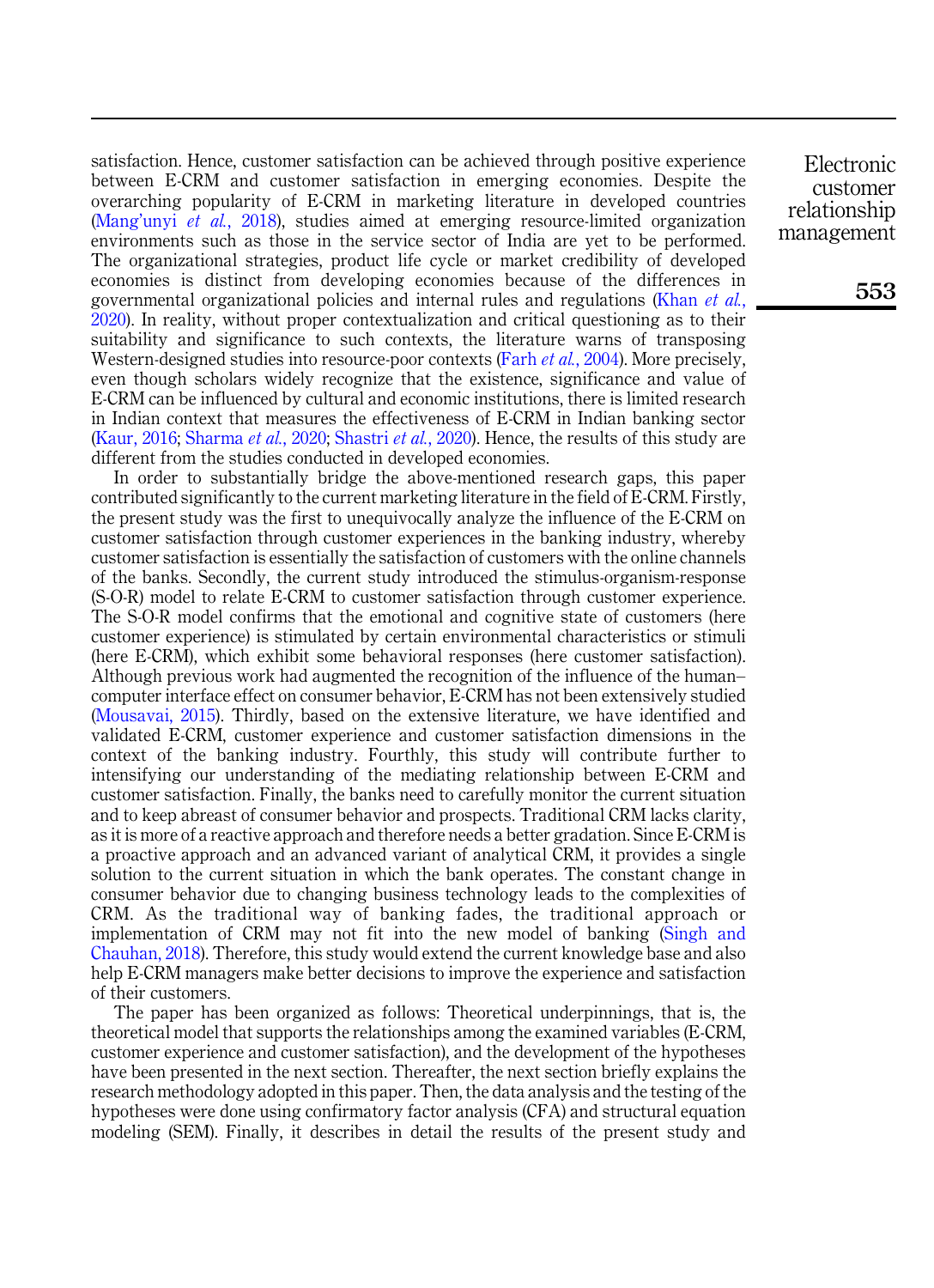satisfaction. Hence, customer satisfaction can be achieved through positive experience between E-CRM and customer satisfaction in emerging economies. Despite the overarching popularity of E-CRM in marketing literature in developed countries (Mang'unyi *et al.*, 2018), studies aimed at emerging resource-limited organization environments such as those in the service sector of India are yet to be performed. The organizational strategies, product life cycle or market credibility of developed economies is distinct from developing economies because of the differences in governmental organizational policies and internal rules and regulations (Khan *et al.*, 2020). In reality, without proper contextualization and critical questioning as to their suitability and significance to such contexts, the literature warns of transposing Western-designed studies into resource-poor contexts (Farh *et al.*, 2004). More precisely, even though scholars widely recognize that the existence, significance and value of E-CRM can be influenced by cultural and economic institutions, there is limited research in Indian context that measures the effectiveness of E-CRM in Indian banking sector (Kaur, 2016; Sharma *et al.*, 2020; Shastri *et al.*, 2020). Hence, the results of this study are different from the studies conducted in developed economies.

In order to substantially bridge the above-mentioned research gaps, this paper contributed significantly to the current marketing literature in the field of E-CRM. Firstly, the present study was the first to unequivocally analyze the influence of the E-CRM on customer satisfaction through customer experiences in the banking industry, whereby customer satisfaction is essentially the satisfaction of customers with the online channels of the banks. Secondly, the current study introduced the stimulus-organism-response (S-O-R) model to relate E-CRM to customer satisfaction through customer experience. The S-O-R model confirms that the emotional and cognitive state of customers (here customer experience) is stimulated by certain environmental characteristics or stimuli (here E-CRM), which exhibit some behavioral responses (here customer satisfaction). Although previous work had augmented the recognition of the influence of the human–computer interface effect on consumer behavior, E-CRM has not been extensively studied (Mousavai, 2015). Thirdly, based on the extensive literature, we have identified and validated E-CRM, customer experience and customer satisfaction dimensions in the context of the banking industry. Fourthly, this study will contribute further to intensifying our understanding of the mediating relationship between E-CRM and customer satisfaction. Finally, the banks need to carefully monitor the current situation and to keep abreast of consumer behavior and prospects. Traditional CRM lacks clarity, as it is more of a reactive approach and therefore needs a better gradation. Since E-CRM is a proactive approach and an advanced variant of analytical CRM, it provides a single solution to the current situation in which the bank operates. The constant change in consumer behavior due to changing business technology leads to the complexities of CRM. As the traditional way of banking fades, the traditional approach or implementation of CRM may not fit into the new model of banking (Singh and Chauhan, 2018). Therefore, this study would extend the current knowledge base and also help E-CRM managers make better decisions to improve the experience and satisfaction of their customers.

The paper has been organized as follows: Theoretical underpinnings, that is, the theoretical model that supports the relationships among the examined variables (E-CRM, customer experience and customer satisfaction), and the development of the hypotheses have been presented in the next section. Thereafter, the next section briefly explains the research methodology adopted in this paper. Then, the data analysis and the testing of the hypotheses were done using confirmatory factor analysis (CFA) and structural equation modeling (SEM). Finally, it describes in detail the results of the present study and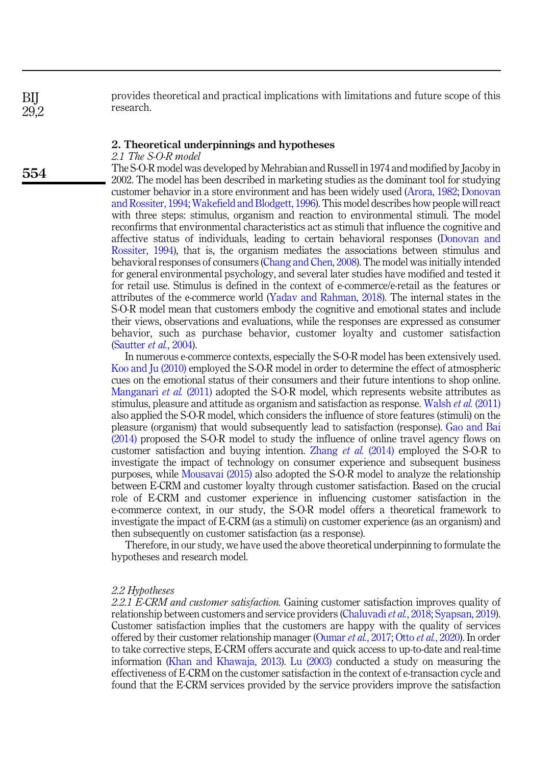provides theoretical and practical implications with limitations and future scope of this research.

## 2. Theoretical underpinnings and hypotheses

### 2.1 The S-O-R model

The S-O-R model was developed by Mehrabian and Russell in 1974 and modified by Jacoby in 2002. The model has been described in marketing studies as the dominant tool for studying customer behavior in a store environment and has been widely used (Arora, 1982; Donovan and Rossiter, 1994; Wakefield and Blodgett, 1996). This model describes how people will react with three steps: stimulus, organism and reaction to environmental stimuli. The model reconfirms that environmental characteristics act as stimuli that influence the cognitive and affective status of individuals, leading to certain behavioral responses (Donovan and Rossiter, 1994), that is, the organism mediates the associations between stimulus and behavioral responses of consumers (Chang and Chen, 2008). The model was initially intended for general environmental psychology, and several later studies have modified and tested it for retail use. Stimulus is defined in the context of e-commerce/e-retail as the features or attributes of the e-commerce world (Yadav and Rahman, 2018). The internal states in the S-O-R model mean that customers embody the cognitive and emotional states and include their views, observations and evaluations, while the responses are expressed as consumer behavior, such as purchase behavior, customer loyalty and customer satisfaction (Sautter *et al.*, 2004).

In numerous e-commerce contexts, especially the S-O-R model has been extensively used. Koo and Ju (2010) employed the S-O-R model in order to determine the effect of atmospheric cues on the emotional status of their consumers and their future intentions to shop online. Manganari *et al.* (2011) adopted the S-O-R model, which represents website attributes as stimulus, pleasure and attitude as organism and satisfaction as response. Walsh *et al.* (2011) also applied the S-O-R model, which considers the influence of store features (stimuli) on the pleasure (organism) that would subsequently lead to satisfaction (response). Gao and Bai (2014) proposed the S-O-R model to study the influence of online travel agency flows on customer satisfaction and buying intention. Zhang *et al.* (2014) employed the S-O-R to investigate the impact of technology on consumer experience and subsequent business purposes, while Mousavai (2015) also adopted the S-O-R model to analyze the relationship between E-CRM and customer loyalty through customer satisfaction. Based on the crucial role of E-CRM and customer experience in influencing customer satisfaction in the e-commerce context, in our study, the S-O-R model offers a theoretical framework to investigate the impact of E-CRM (as a stimuli) on customer experience (as an organism) and then subsequently on customer satisfaction (as a response).

Therefore, in our study, we have used the above theoretical underpinning to formulate the hypotheses and research model.

### 2.2 Hypotheses

*2.2.1 E-CRM and customer satisfaction.* Gaining customer satisfaction improves quality of relationship between customers and service providers (Chaluvadi *et al.*, 2018; Syapsan, 2019). Customer satisfaction implies that the customers are happy with the quality of services offered by their customer relationship manager (Oumar *et al.*, 2017; Otto *et al.*, 2020). In order to take corrective steps, E-CRM offers accurate and quick access to up-to-date and real-time information (Khan and Khawaja, 2013). Lu (2003) conducted a study on measuring the effectiveness of E-CRM on the customer satisfaction in the context of e-transaction cycle and found that the E-CRM services provided by the service providers improve the satisfaction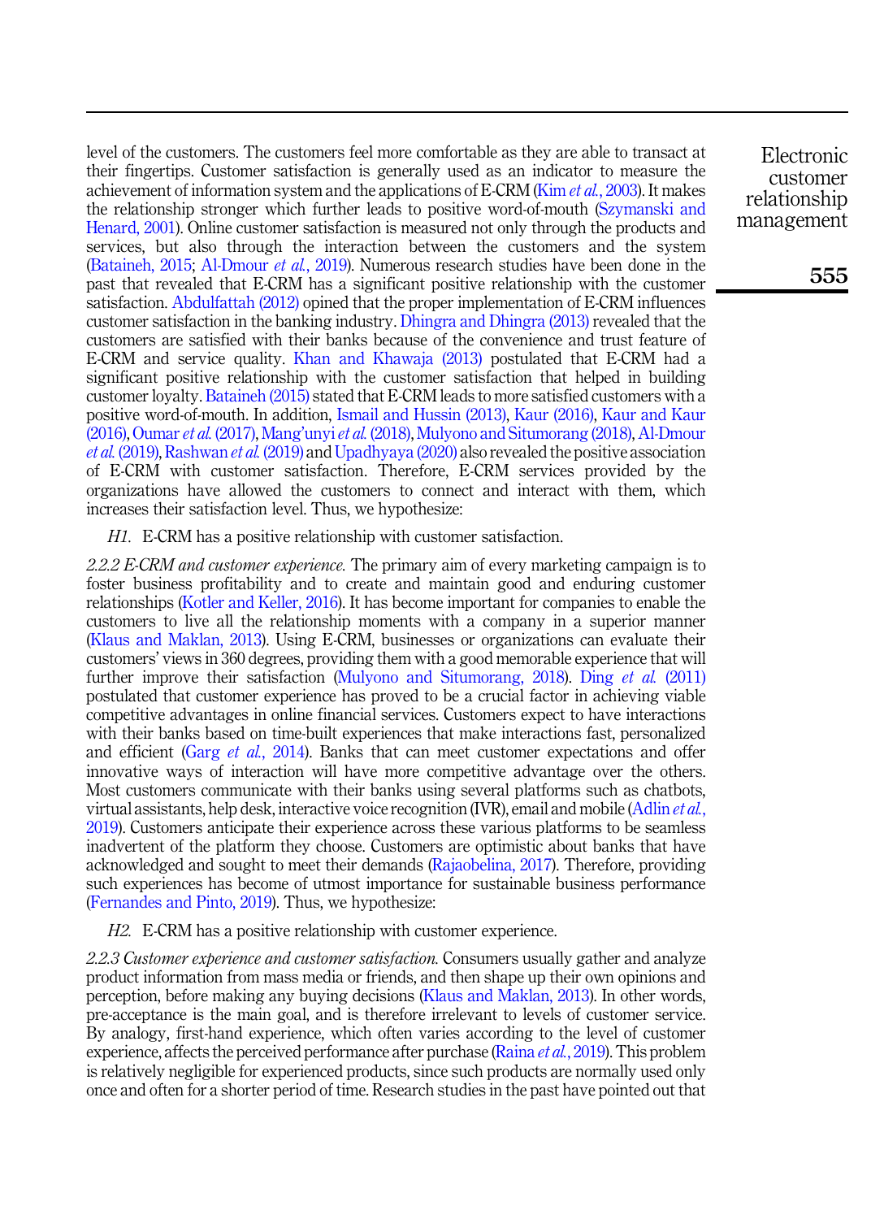level of the customers. The customers feel more comfortable as they are able to transact at their fingertips. Customer satisfaction is generally used as an indicator to measure the achievement of information system and the applications of E-CRM (Kim *et al.*, 2003). It makes the relationship stronger which further leads to positive word-of-mouth (Szymanski and Henard, 2001). Online customer satisfaction is measured not only through the products and services, but also through the interaction between the customers and the system (Bataineh, 2015; Al-Dmour *et al.*, 2019). Numerous research studies have been done in the past that revealed that E-CRM has a significant positive relationship with the customer satisfaction. Abdulfattah (2012) opined that the proper implementation of E-CRM influences customer satisfaction in the banking industry. Dhingra and Dhingra (2013) revealed that the customers are satisfied with their banks because of the convenience and trust feature of E-CRM and service quality. Khan and Khawaja (2013) postulated that E-CRM had a significant positive relationship with the customer satisfaction that helped in building customer loyalty. Bataineh (2015) stated that E-CRM leads to more satisfied customers with a positive word-of-mouth. In addition, Ismail and Hussin (2013), Kaur (2016), Kaur and Kaur (2016), Oumar *et al.* (2017), Mang'unyi *et al.* (2018), Mulyono and Situmorang (2018), Al-Dmour *et al.* (2019), Rashwan *et al.* (2019) and Upadhyaya (2020) also revealed the positive association of E-CRM with customer satisfaction. Therefore, E-CRM services provided by the organizations have allowed the customers to connect and interact with them, which increases their satisfaction level. Thus, we hypothesize:

*H1.* E-CRM has a positive relationship with customer satisfaction.

*2.2.2 E-CRM and customer experience.* The primary aim of every marketing campaign is to foster business profitability and to create and maintain good and enduring customer relationships (Kotler and Keller, 2016). It has become important for companies to enable the customers to live all the relationship moments with a company in a superior manner (Klaus and Maklan, 2013). Using E-CRM, businesses or organizations can evaluate their customers' views in 360 degrees, providing them with a good memorable experience that will further improve their satisfaction (Mulyono and Situmorang, 2018). Ding *et al.* (2011) postulated that customer experience has proved to be a crucial factor in achieving viable competitive advantages in online financial services. Customers expect to have interactions with their banks based on time-built experiences that make interactions fast, personalized and efficient (Garg *et al.*, 2014). Banks that can meet customer expectations and offer innovative ways of interaction will have more competitive advantage over the others. Most customers communicate with their banks using several platforms such as chatbots, virtual assistants, help desk, interactive voice recognition (IVR), email and mobile (Adlin *et al.*, 2019). Customers anticipate their experience across these various platforms to be seamless inadvertent of the platform they choose. Customers are optimistic about banks that have acknowledged and sought to meet their demands (Rajaobelina, 2017). Therefore, providing such experiences has become of utmost importance for sustainable business performance (Fernandes and Pinto, 2019). Thus, we hypothesize:

*H2.* E-CRM has a positive relationship with customer experience.

*2.2.3 Customer experience and customer satisfaction.* Consumers usually gather and analyze product information from mass media or friends, and then shape up their own opinions and perception, before making any buying decisions (Klaus and Maklan, 2013). In other words, pre-acceptance is the main goal, and is therefore irrelevant to levels of customer service. By analogy, first-hand experience, which often varies according to the level of customer experience, affects the perceived performance after purchase (Raina *et al.*, 2019). This problem is relatively negligible for experienced products, since such products are normally used only once and often for a shorter period of time. Research studies in the past have pointed out that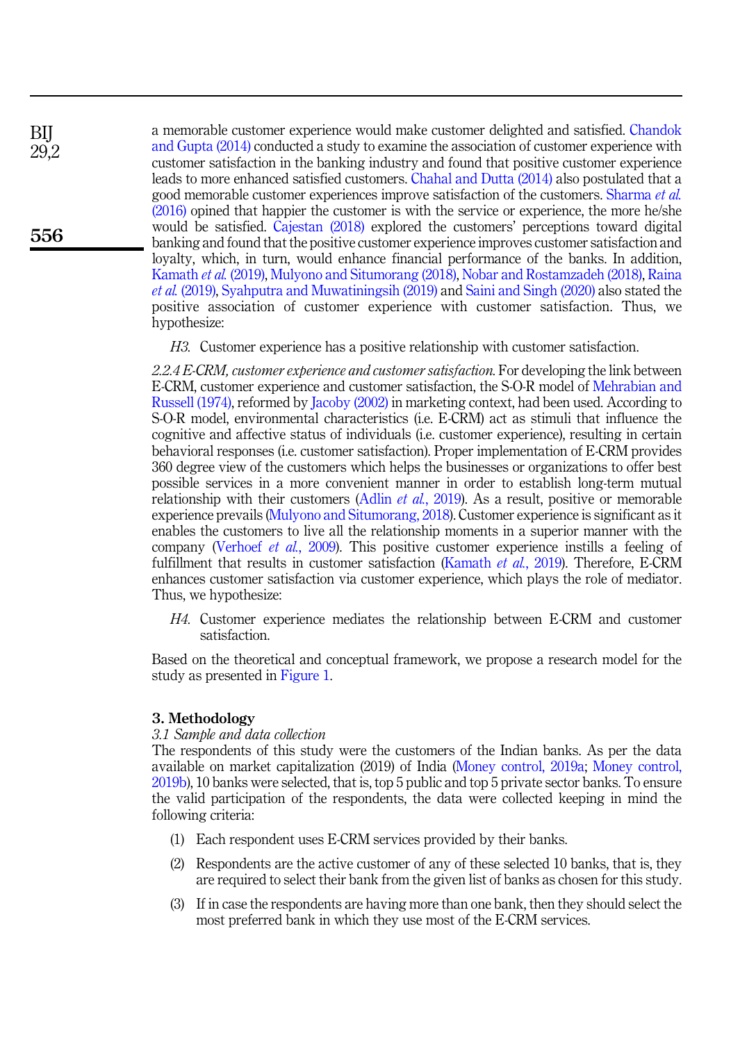a memorable customer experience would make customer delighted and satisfied. Chandok and Gupta (2014) conducted a study to examine the association of customer experience with customer satisfaction in the banking industry and found that positive customer experience leads to more enhanced satisfied customers. Chahal and Dutta (2014) also postulated that a good memorable customer experiences improve satisfaction of the customers. Sharma *et al.* (2016) opined that happier the customer is with the service or experience, the more he/she would be satisfied. Cajestan (2018) explored the customers' perceptions toward digital banking and found that the positive customer experience improves customer satisfaction and loyalty, which, in turn, would enhance financial performance of the banks. In addition, Kamath *et al.* (2019), Mulyono and Situmorang (2018), Nobar and Rostamzadeh (2018), Raina *et al.* (2019), Syahputra and Muwatiningsih (2019) and Saini and Singh (2020) also stated the positive association of customer experience with customer satisfaction. Thus, we hypothesize:

> *H3*. Customer experience has a positive relationship with customer satisfaction.

*2.2.4 E-CRM, customer experience and customer satisfaction.* For developing the link between E-CRM, customer experience and customer satisfaction, the S-O-R model of Mehrabian and Russell (1974), reformed by Jacoby (2002) in marketing context, had been used. According to S-O-R model, environmental characteristics (i.e. E-CRM) act as stimuli that influence the cognitive and affective status of individuals (i.e. customer experience), resulting in certain behavioral responses (i.e. customer satisfaction). Proper implementation of E-CRM provides 360 degree view of the customers which helps the businesses or organizations to offer best possible services in a more convenient manner in order to establish long-term mutual relationship with their customers (Adlin *et al.*, 2019). As a result, positive or memorable experience prevails (Mulyono and Situmorang, 2018). Customer experience is significant as it enables the customers to live all the relationship moments in a superior manner with the company (Verhoef *et al.*, 2009). This positive customer experience instills a feeling of fulfillment that results in customer satisfaction (Kamath *et al.*, 2019). Therefore, E-CRM enhances customer satisfaction via customer experience, which plays the role of mediator. Thus, we hypothesize:

> *H4*. Customer experience mediates the relationship between E-CRM and customer satisfaction.

Based on the theoretical and conceptual framework, we propose a research model for the study as presented in Figure 1.

## 3. Methodology

### *3.1 Sample and data collection*

The respondents of this study were the customers of the Indian banks. As per the data available on market capitalization (2019) of India (Money control, 2019a; Money control, 2019b), 10 banks were selected, that is, top 5 public and top 5 private sector banks. To ensure the valid participation of the respondents, the data were collected keeping in mind the following criteria:

1. Each respondent uses E-CRM services provided by their banks.
2. Respondents are the active customer of any of these selected 10 banks, that is, they are required to select their bank from the given list of banks as chosen for this study.
3. If in case the respondents are having more than one bank, then they should select the most preferred bank in which they use most of the E-CRM services.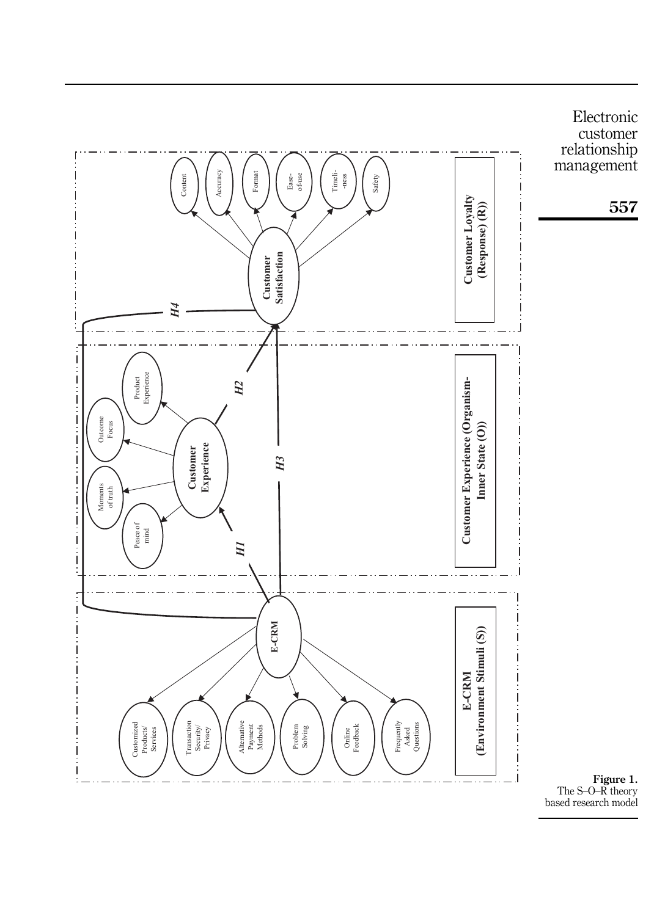**Figure 1.** The S–O–R theory based research model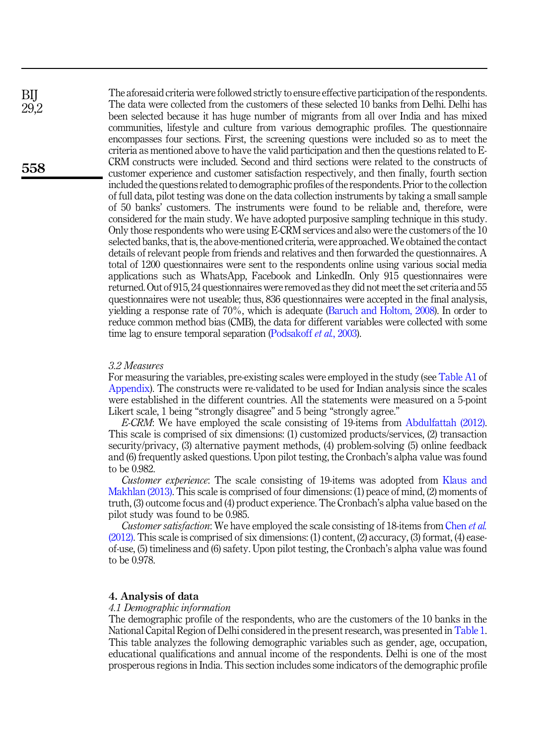The aforesaid criteria were followed strictly to ensure effective participation of the respondents. The data were collected from the customers of these selected 10 banks from Delhi. Delhi has been selected because it has huge number of migrants from all over India and has mixed communities, lifestyle and culture from various demographic profiles. The questionnaire encompasses four sections. First, the screening questions were included so as to meet the criteria as mentioned above to have the valid participation and then the questions related to E-CRM constructs were included. Second and third sections were related to the constructs of customer experience and customer satisfaction respectively, and then finally, fourth section included the questions related to demographic profiles of the respondents. Prior to the collection of full data, pilot testing was done on the data collection instruments by taking a small sample of 50 banks' customers. The instruments were found to be reliable and, therefore, were considered for the main study. We have adopted purposive sampling technique in this study. Only those respondents who were using E-CRM services and also were the customers of the 10 selected banks, that is, the above-mentioned criteria, were approached. We obtained the contact details of relevant people from friends and relatives and then forwarded the questionnaires. A total of 1200 questionnaires were sent to the respondents online using various social media applications such as WhatsApp, Facebook and LinkedIn. Only 915 questionnaires were returned. Out of 915, 24 questionnaires were removed as they did not meet the set criteria and 55 questionnaires were not useable; thus, 836 questionnaires were accepted in the final analysis, yielding a response rate of 70%, which is adequate (Baruch and Holtom, 2008). In order to reduce common method bias (CMB), the data for different variables were collected with some time lag to ensure temporal separation (Podsakoff *et al.*, 2003).

### *3.2 Measures*

For measuring the variables, pre-existing scales were employed in the study (see Table A1 of Appendix). The constructs were re-validated to be used for Indian analysis since the scales were established in the different countries. All the statements were measured on a 5-point Likert scale, 1 being "strongly disagree" and 5 being "strongly agree."

*E-CRM*: We have employed the scale consisting of 19-items from Abdulfattah (2012). This scale is comprised of six dimensions: (1) customized products/services, (2) transaction security/privacy, (3) alternative payment methods, (4) problem-solving (5) online feedback and (6) frequently asked questions. Upon pilot testing, the Cronbach's alpha value was found to be 0.982.

*Customer experience*: The scale consisting of 19-items was adopted from Klaus and Makhlan (2013). This scale is comprised of four dimensions: (1) peace of mind, (2) moments of truth, (3) outcome focus and (4) product experience. The Cronbach's alpha value based on the pilot study was found to be 0.985.

*Customer satisfaction*: We have employed the scale consisting of 18-items from Chen *et al.* (2012). This scale is comprised of six dimensions: (1) content, (2) accuracy, (3) format, (4) ease-of-use, (5) timeliness and (6) safety. Upon pilot testing, the Cronbach's alpha value was found to be 0.978.

## 4. Analysis of data

### *4.1 Demographic information*

The demographic profile of the respondents, who are the customers of the 10 banks in the National Capital Region of Delhi considered in the present research, was presented in Table 1. This table analyzes the following demographic variables such as gender, age, occupation, educational qualifications and annual income of the respondents. Delhi is one of the most prosperous regions in India. This section includes some indicators of the demographic profile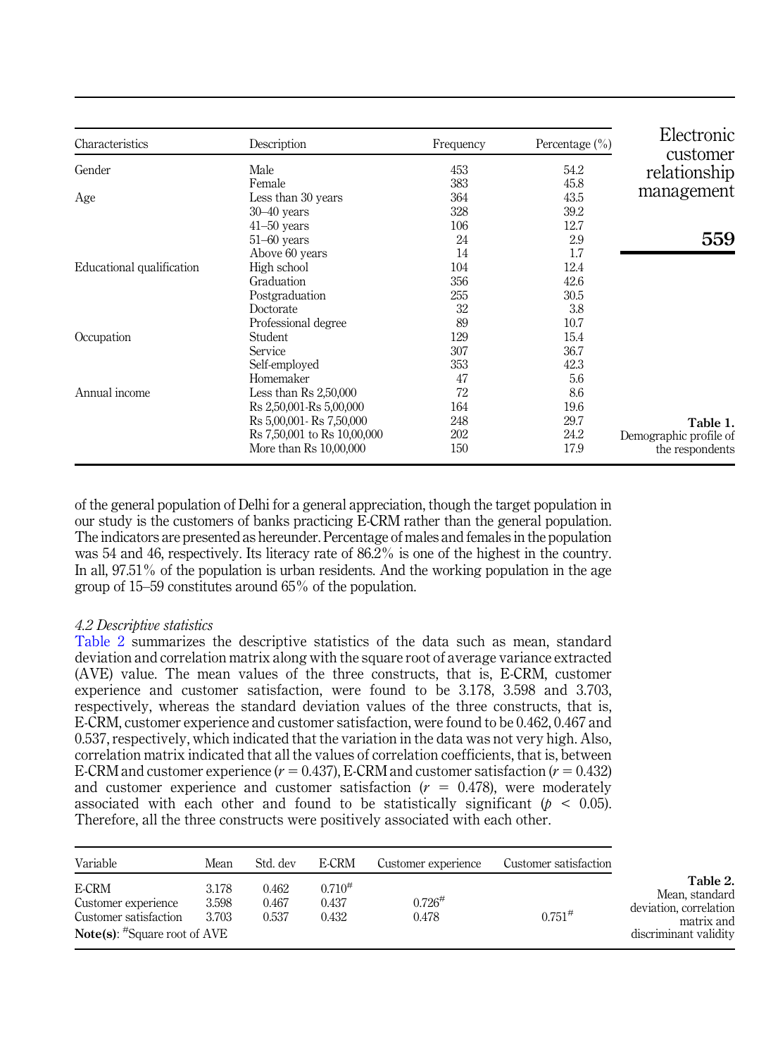| Characteristics | Description | Frequency | Percentage (%) |
|---|---|---|---|
| Gender | Male | 453 | 54.2 |
| | Female | 383 | 45.8 |
| Age | Less than 30 years | 364 | 43.5 |
| | 30–40 years | 328 | 39.2 |
| | 41–50 years | 106 | 12.7 |
| | 51–60 years | 24 | 2.9 |
| | Above 60 years | 14 | 1.7 |
| Educational qualification | High school | 104 | 12.4 |
| | Graduation | 356 | 42.6 |
| | Postgraduation | 255 | 30.5 |
| | Doctorate | 32 | 3.8 |
| | Professional degree | 89 | 10.7 |
| Occupation | Student | 129 | 15.4 |
| | Service | 307 | 36.7 |
| | Self-employed | 353 | 42.3 |
| | Homemaker | 47 | 5.6 |
| Annual income | Less than Rs 2,50,000 | 72 | 8.6 |
| | Rs 2,50,001-Rs 5,00,000 | 164 | 19.6 |
| | Rs 5,00,001- Rs 7,50,000 | 248 | 29.7 |
| | Rs 7,50,001 to Rs 10,00,000 | 202 | 24.2 |
| | More than Rs 10,00,000 | 150 | 17.9 |

**Table 1.** Demographic profile of the respondents

of the general population of Delhi for a general appreciation, though the target population in our study is the customers of banks practicing E-CRM rather than the general population. The indicators are presented as hereunder. Percentage of males and females in the population was 54 and 46, respectively. Its literacy rate of 86.2% is one of the highest in the country. In all, 97.51% of the population is urban residents. And the working population in the age group of 15–59 constitutes around 65% of the population.

### *4.2 Descriptive statistics*

Table 2 summarizes the descriptive statistics of the data such as mean, standard deviation and correlation matrix along with the square root of average variance extracted (AVE) value. The mean values of the three constructs, that is, E-CRM, customer experience and customer satisfaction, were found to be 3.178, 3.598 and 3.703, respectively, whereas the standard deviation values of the three constructs, that is, E-CRM, customer experience and customer satisfaction, were found to be 0.462, 0.467 and 0.537, respectively, which indicated that the variation in the data was not very high. Also, correlation matrix indicated that all the values of correlation coefficients, that is, between E-CRM and customer experience ($r = 0.437$), E-CRM and customer satisfaction ($r = 0.432$) and customer experience and customer satisfaction ($r = 0.478$), were moderately associated with each other and found to be statistically significant ($p < 0.05$). Therefore, all the three constructs were positively associated with each other.

| Variable | Mean | Std. dev | E-CRM | Customer experience | Customer satisfaction |
|---|---|---|---|---|---|
| E-CRM | 3.178 | 0.462 | 0.710# | | |
| Customer experience | 3.598 | 0.467 | 0.437 | 0.726# | |
| Customer satisfaction | 3.703 | 0.537 | 0.432 | 0.478 | 0.751# |

**Note(s)**: #Square root of AVE

**Table 2.** Mean, standard deviation, correlation matrix and discriminant validity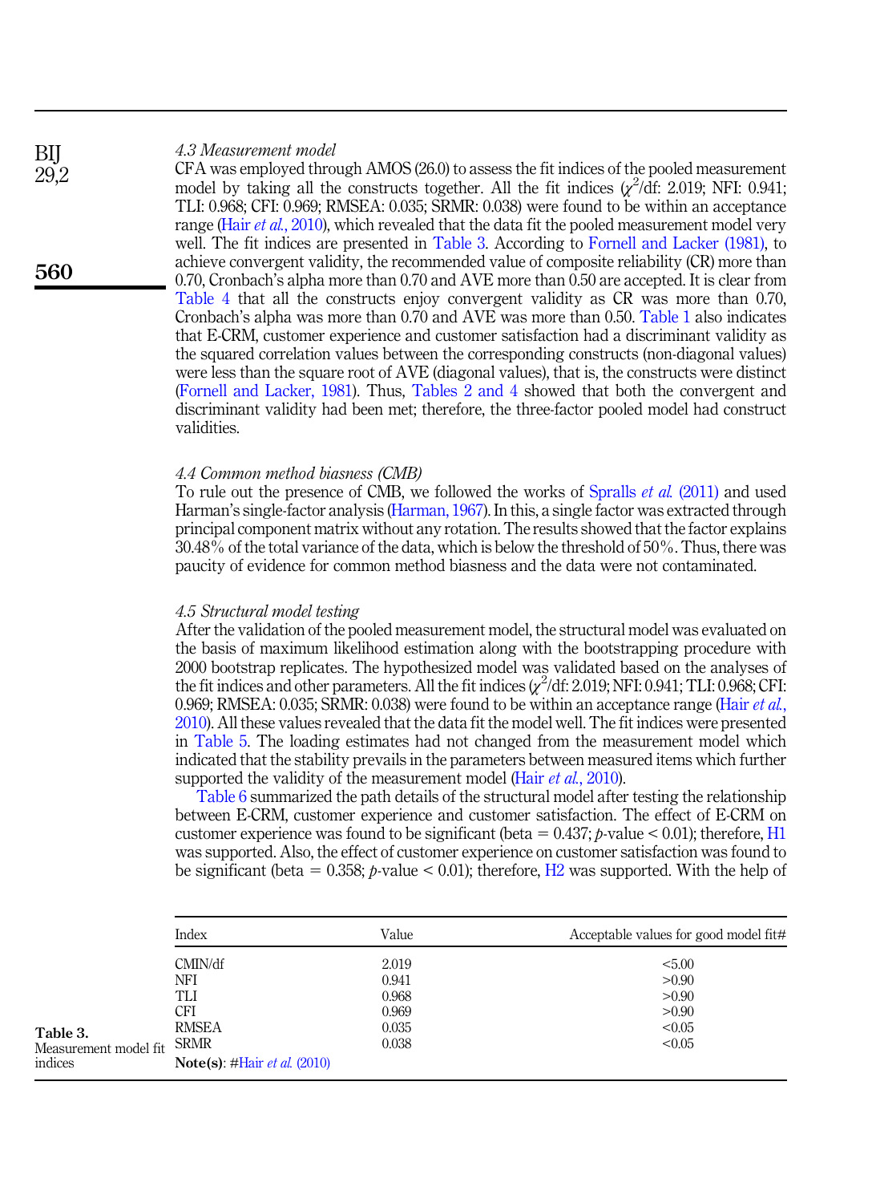### 4.3 Measurement model

CFA was employed through AMOS (26.0) to assess the fit indices of the pooled measurement model by taking all the constructs together. All the fit indices ($\chi^2$/df: 2.019; NFI: 0.941; TLI: 0.968; CFI: 0.969; RMSEA: 0.035; SRMR: 0.038) were found to be within an acceptance range (Hair *et al.*, 2010), which revealed that the data fit the pooled measurement model very well. The fit indices are presented in Table 3. According to Fornell and Lacker (1981), to achieve convergent validity, the recommended value of composite reliability (CR) more than 0.70, Cronbach's alpha more than 0.70 and AVE more than 0.50 are accepted. It is clear from Table 4 that all the constructs enjoy convergent validity as CR was more than 0.70, Cronbach's alpha was more than 0.70 and AVE was more than 0.50. Table 1 also indicates that E-CRM, customer experience and customer satisfaction had a discriminant validity as the squared correlation values between the corresponding constructs (non-diagonal values) were less than the square root of AVE (diagonal values), that is, the constructs were distinct (Fornell and Lacker, 1981). Thus, Tables 2 and 4 showed that both the convergent and discriminant validity had been met; therefore, the three-factor pooled model had construct validities.

### 4.4 Common method biasness (CMB)

To rule out the presence of CMB, we followed the works of Spralls *et al.* (2011) and used Harman's single-factor analysis (Harman, 1967). In this, a single factor was extracted through principal component matrix without any rotation. The results showed that the factor explains 30.48% of the total variance of the data, which is below the threshold of 50%. Thus, there was paucity of evidence for common method biasness and the data were not contaminated.

### 4.5 Structural model testing

After the validation of the pooled measurement model, the structural model was evaluated on the basis of maximum likelihood estimation along with the bootstrapping procedure with 2000 bootstrap replicates. The hypothesized model was validated based on the analyses of the fit indices and other parameters. All the fit indices ($\chi^2$/df: 2.019; NFI: 0.941; TLI: 0.968; CFI: 0.969; RMSEA: 0.035; SRMR: 0.038) were found to be within an acceptance range (Hair *et al.*, 2010). All these values revealed that the data fit the model well. The fit indices were presented in Table 5. The loading estimates had not changed from the measurement model which indicated that the stability prevails in the parameters between measured items which further supported the validity of the measurement model (Hair *et al.*, 2010).

Table 6 summarized the path details of the structural model after testing the relationship between E-CRM, customer experience and customer satisfaction. The effect of E-CRM on customer experience was found to be significant (beta = 0.437; $p$-value < 0.01); therefore, H1 was supported. Also, the effect of customer experience on customer satisfaction was found to be significant (beta = 0.358; $p$-value < 0.01); therefore, H2 was supported. With the help of

**Table 3.** Measurement model fit indices

| Index | Value | Acceptable values for good model fit# |
|---|---|---|
| CMIN/df | 2.019 | <5.00 |
| NFI | 0.941 | >0.90 |
| TLI | 0.968 | >0.90 |
| CFI | 0.969 | >0.90 |
| RMSEA | 0.035 | <0.05 |
| SRMR | 0.038 | <0.05 |

**Note(s)**: #Hair *et al.* (2010)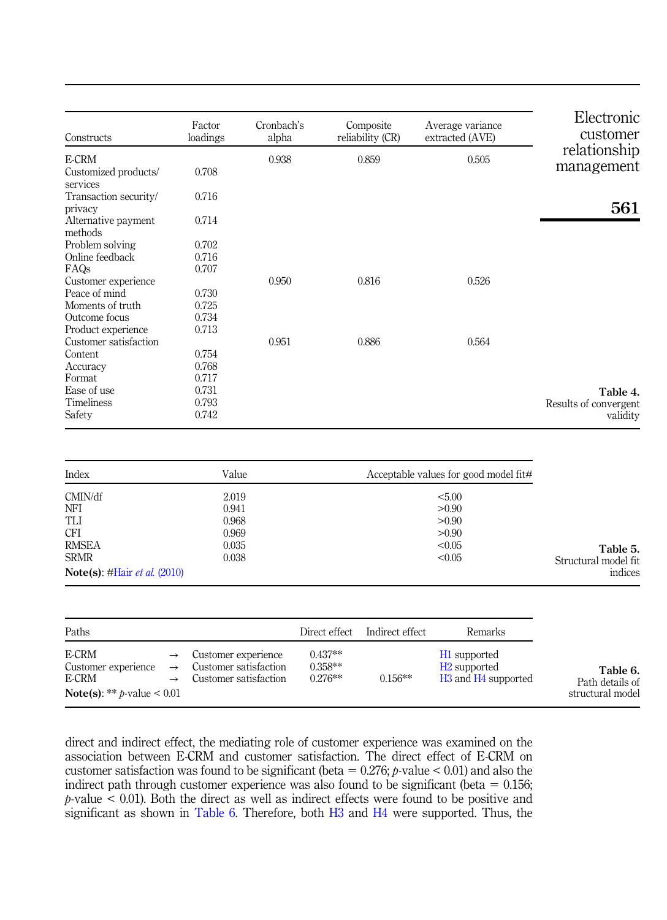| Constructs | Factor loadings | Cronbach's alpha | Composite reliability (CR) | Average variance extracted (AVE) |
|---|---|---|---|---|
| E-CRM | | 0.938 | 0.859 | 0.505 |
| Customized products/ services | 0.708 | | | |
| Transaction security/ privacy | 0.716 | | | |
| Alternative payment methods | 0.714 | | | |
| Problem solving | 0.702 | | | |
| Online feedback | 0.716 | | | |
| FAQs | 0.707 | | | |
| Customer experience | | 0.950 | 0.816 | 0.526 |
| Peace of mind | 0.730 | | | |
| Moments of truth | 0.725 | | | |
| Outcome focus | 0.734 | | | |
| Product experience | 0.713 | | | |
| Customer satisfaction | | 0.951 | 0.886 | 0.564 |
| Content | 0.754 | | | |
| Accuracy | 0.768 | | | |
| Format | 0.717 | | | |
| Ease of use | 0.731 | | | |
| Timeliness | 0.793 | | | |
| Safety | 0.742 | | | |

**Table 4.** Results of convergent validity

| Index | Value | Acceptable values for good model fit# |
|---|---|---|
| CMIN/df | 2.019 | <5.00 |
| NFI | 0.941 | >0.90 |
| TLI | 0.968 | >0.90 |
| CFI | 0.969 | >0.90 |
| RMSEA | 0.035 | <0.05 |
| SRMR | 0.038 | <0.05 |

**Note(s)**: #Hair *et al.* (2010)

**Table 5.** Structural model fit indices

| Paths | | | Direct effect | Indirect effect | Remarks |
|---|---|---|---|---|---|
| E-CRM | → | Customer experience | 0.437** | | H1 supported |
| Customer experience | → | Customer satisfaction | 0.358** | | H2 supported |
| E-CRM | → | Customer satisfaction | 0.276** | 0.156** | H3 and H4 supported |

**Note(s)**: ** $p$-value < 0.01

**Table 6.** Path details of structural model

direct and indirect effect, the mediating role of customer experience was examined on the association between E-CRM and customer satisfaction. The direct effect of E-CRM on customer satisfaction was found to be significant (beta = 0.276; $p$-value < 0.01) and also the indirect path through customer experience was also found to be significant (beta = 0.156; $p$-value < 0.01). Both the direct as well as indirect effects were found to be positive and significant as shown in Table 6. Therefore, both H3 and H4 were supported. Thus, the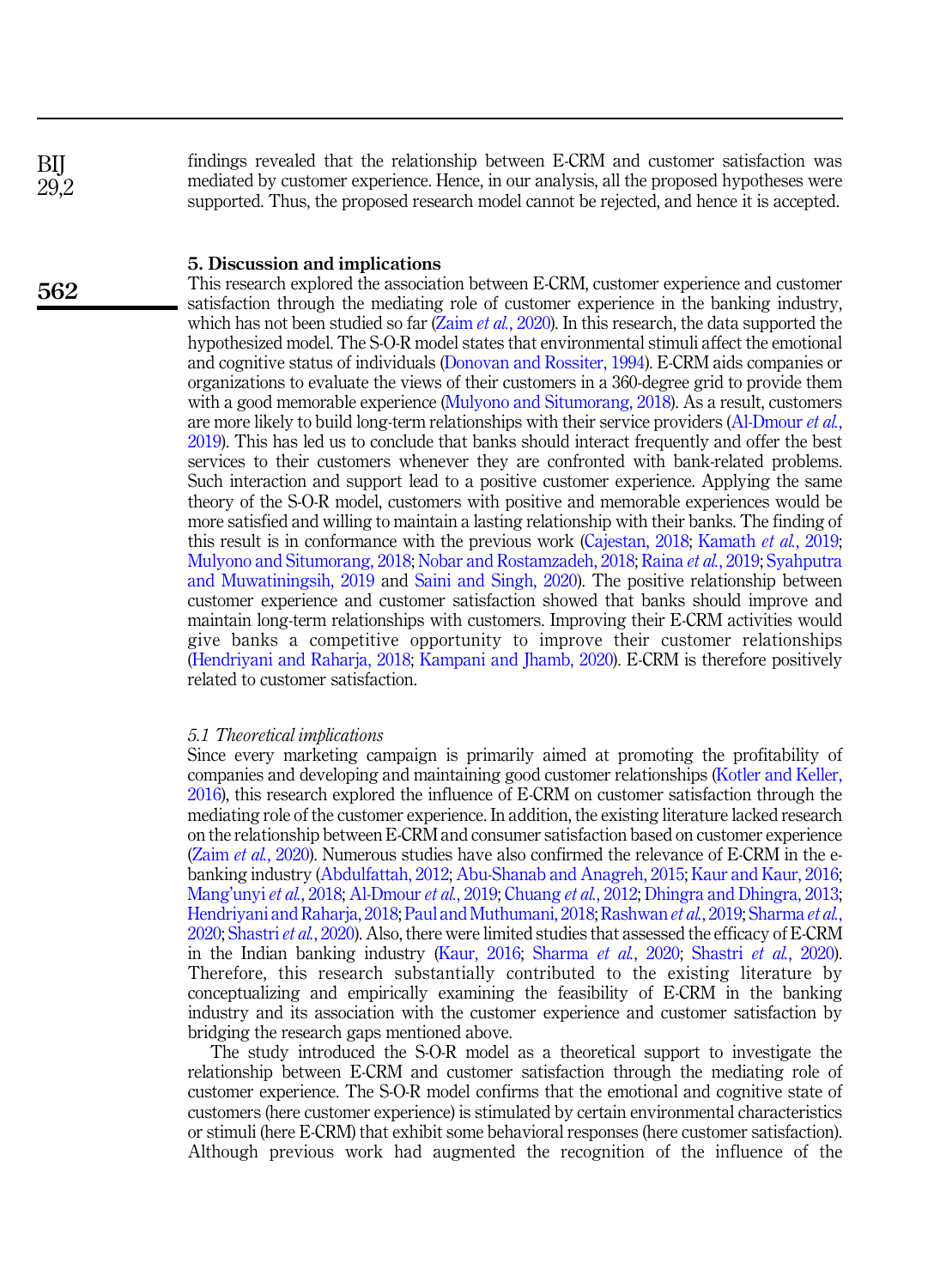findings revealed that the relationship between E-CRM and customer satisfaction was mediated by customer experience. Hence, in our analysis, all the proposed hypotheses were supported. Thus, the proposed research model cannot be rejected, and hence it is accepted.

## 5. Discussion and implications

This research explored the association between E-CRM, customer experience and customer satisfaction through the mediating role of customer experience in the banking industry, which has not been studied so far (Zaim *et al.*, 2020). In this research, the data supported the hypothesized model. The S-O-R model states that environmental stimuli affect the emotional and cognitive status of individuals (Donovan and Rossiter, 1994). E-CRM aids companies or organizations to evaluate the views of their customers in a 360-degree grid to provide them with a good memorable experience (Mulyono and Situmorang, 2018). As a result, customers are more likely to build long-term relationships with their service providers (Al-Dmour *et al.*, 2019). This has led us to conclude that banks should interact frequently and offer the best services to their customers whenever they are confronted with bank-related problems. Such interaction and support lead to a positive customer experience. Applying the same theory of the S-O-R model, customers with positive and memorable experiences would be more satisfied and willing to maintain a lasting relationship with their banks. The finding of this result is in conformance with the previous work (Cajestan, 2018; Kamath *et al.*, 2019; Mulyono and Situmorang, 2018; Nobar and Rostamzadeh, 2018; Raina *et al.*, 2019; Syahputra and Muwatiningsih, 2019 and Saini and Singh, 2020). The positive relationship between customer experience and customer satisfaction showed that banks should improve and maintain long-term relationships with customers. Improving their E-CRM activities would give banks a competitive opportunity to improve their customer relationships (Hendriyani and Raharja, 2018; Kampani and Jhamb, 2020). E-CRM is therefore positively related to customer satisfaction.

### *5.1 Theoretical implications*

Since every marketing campaign is primarily aimed at promoting the profitability of companies and developing and maintaining good customer relationships (Kotler and Keller, 2016), this research explored the influence of E-CRM on customer satisfaction through the mediating role of the customer experience. In addition, the existing literature lacked research on the relationship between E-CRM and consumer satisfaction based on customer experience (Zaim *et al.*, 2020). Numerous studies have also confirmed the relevance of E-CRM in the e-banking industry (Abdulfattah, 2012; Abu-Shanab and Anagreh, 2015; Kaur and Kaur, 2016; Mang'unyi *et al.*, 2018; Al-Dmour *et al.*, 2019; Chuang *et al.*, 2012; Dhingra and Dhingra, 2013; Hendriyani and Raharja, 2018; Paul and Muthumani, 2018; Rashwan *et al.*, 2019; Sharma *et al.*, 2020; Shastri *et al.*, 2020). Also, there were limited studies that assessed the efficacy of E-CRM in the Indian banking industry (Kaur, 2016; Sharma *et al.*, 2020; Shastri *et al.*, 2020). Therefore, this research substantially contributed to the existing literature by conceptualizing and empirically examining the feasibility of E-CRM in the banking industry and its association with the customer experience and customer satisfaction by bridging the research gaps mentioned above.

The study introduced the S-O-R model as a theoretical support to investigate the relationship between E-CRM and customer satisfaction through the mediating role of customer experience. The S-O-R model confirms that the emotional and cognitive state of customers (here customer experience) is stimulated by certain environmental characteristics or stimuli (here E-CRM) that exhibit some behavioral responses (here customer satisfaction). Although previous work had augmented the recognition of the influence of the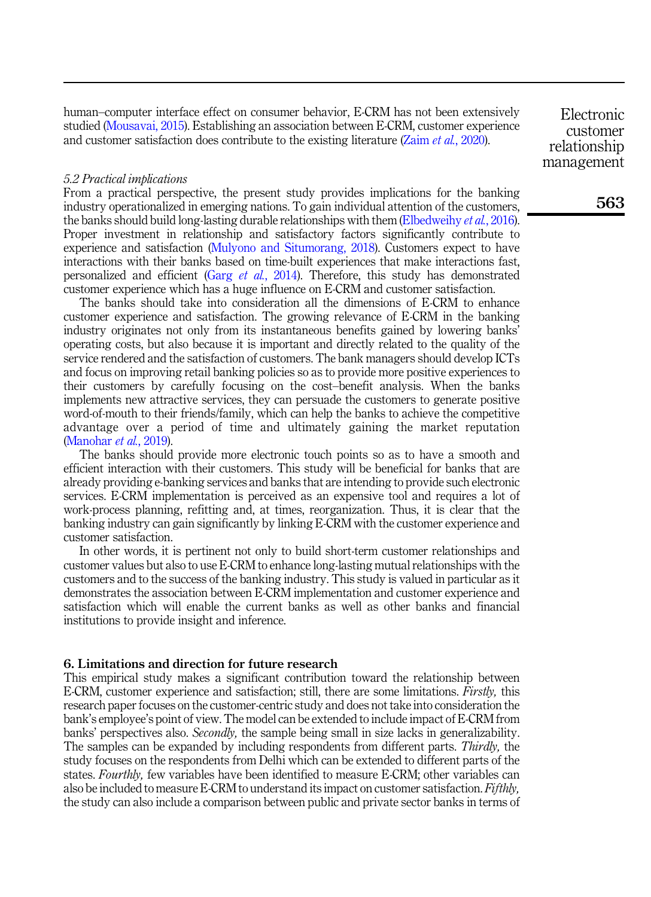human–computer interface effect on consumer behavior, E-CRM has not been extensively studied (Mousavai, 2015). Establishing an association between E-CRM, customer experience and customer satisfaction does contribute to the existing literature (Zaim *et al.*, 2020).

### *5.2 Practical implications*

From a practical perspective, the present study provides implications for the banking industry operationalized in emerging nations. To gain individual attention of the customers, the banks should build long-lasting durable relationships with them (Elbedweihy *et al.*, 2016). Proper investment in relationship and satisfactory factors significantly contribute to experience and satisfaction (Mulyono and Situmorang, 2018). Customers expect to have interactions with their banks based on time-built experiences that make interactions fast, personalized and efficient (Garg *et al.*, 2014). Therefore, this study has demonstrated customer experience which has a huge influence on E-CRM and customer satisfaction.

The banks should take into consideration all the dimensions of E-CRM to enhance customer experience and satisfaction. The growing relevance of E-CRM in the banking industry originates not only from its instantaneous benefits gained by lowering banks' operating costs, but also because it is important and directly related to the quality of the service rendered and the satisfaction of customers. The bank managers should develop ICTs and focus on improving retail banking policies so as to provide more positive experiences to their customers by carefully focusing on the cost–benefit analysis. When the banks implements new attractive services, they can persuade the customers to generate positive word-of-mouth to their friends/family, which can help the banks to achieve the competitive advantage over a period of time and ultimately gaining the market reputation (Manohar *et al.*, 2019).

The banks should provide more electronic touch points so as to have a smooth and efficient interaction with their customers. This study will be beneficial for banks that are already providing e-banking services and banks that are intending to provide such electronic services. E-CRM implementation is perceived as an expensive tool and requires a lot of work-process planning, refitting and, at times, reorganization. Thus, it is clear that the banking industry can gain significantly by linking E-CRM with the customer experience and customer satisfaction.

In other words, it is pertinent not only to build short-term customer relationships and customer values but also to use E-CRM to enhance long-lasting mutual relationships with the customers and to the success of the banking industry. This study is valued in particular as it demonstrates the association between E-CRM implementation and customer experience and satisfaction which will enable the current banks as well as other banks and financial institutions to provide insight and inference.

## 6. Limitations and direction for future research

This empirical study makes a significant contribution toward the relationship between E-CRM, customer experience and satisfaction; still, there are some limitations. *Firstly,* this research paper focuses on the customer-centric study and does not take into consideration the bank's employee's point of view. The model can be extended to include impact of E-CRM from banks' perspectives also. *Secondly,* the sample being small in size lacks in generalizability. The samples can be expanded by including respondents from different parts. *Thirdly,* the study focuses on the respondents from Delhi which can be extended to different parts of the states. *Fourthly,* few variables have been identified to measure E-CRM; other variables can also be included to measure E-CRM to understand its impact on customer satisfaction. *Fifthly,* the study can also include a comparison between public and private sector banks in terms of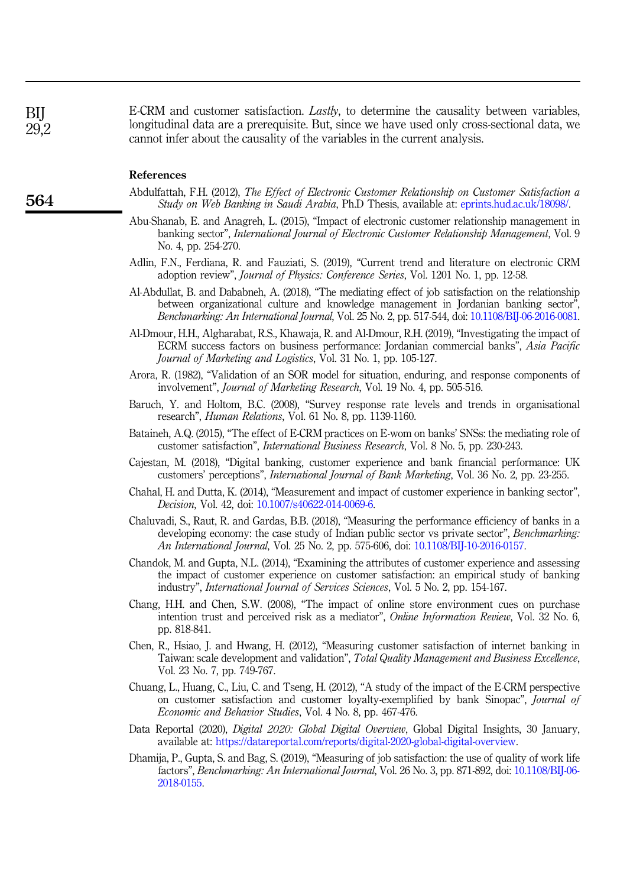E-CRM and customer satisfaction. *Lastly*, to determine the causality between variables, longitudinal data are a prerequisite. But, since we have used only cross-sectional data, we cannot infer about the causality of the variables in the current analysis.

## References

Abdulfattah, F.H. (2012), *The Effect of Electronic Customer Relationship on Customer Satisfaction a Study on Web Banking in Saudi Arabia*, Ph.D Thesis, available at: eprints.hud.ac.uk/18098/.

Abu-Shanab, E. and Anagreh, L. (2015), "Impact of electronic customer relationship management in banking sector", *International Journal of Electronic Customer Relationship Management*, Vol. 9 No. 4, pp. 254-270.

Adlin, F.N., Ferdiana, R. and Fauziati, S. (2019), "Current trend and literature on electronic CRM adoption review", *Journal of Physics: Conference Series*, Vol. 1201 No. 1, pp. 12-58.

Al-Abdullat, B. and Dababneh, A. (2018), "The mediating effect of job satisfaction on the relationship between organizational culture and knowledge management in Jordanian banking sector", *Benchmarking: An International Journal*, Vol. 25 No. 2, pp. 517-544, doi: 10.1108/BIJ-06-2016-0081.

Al-Dmour, H.H., Algharabat, R.S., Khawaja, R. and Al-Dmour, R.H. (2019), "Investigating the impact of ECRM success factors on business performance: Jordanian commercial banks", *Asia Pacific Journal of Marketing and Logistics*, Vol. 31 No. 1, pp. 105-127.

Arora, R. (1982), "Validation of an SOR model for situation, enduring, and response components of involvement", *Journal of Marketing Research*, Vol. 19 No. 4, pp. 505-516.

Baruch, Y. and Holtom, B.C. (2008), "Survey response rate levels and trends in organisational research", *Human Relations*, Vol. 61 No. 8, pp. 1139-1160.

Bataineh, A.Q. (2015), "The effect of E-CRM practices on E-wom on banks' SNSs: the mediating role of customer satisfaction", *International Business Research*, Vol. 8 No. 5, pp. 230-243.

Cajestan, M. (2018), "Digital banking, customer experience and bank financial performance: UK customers' perceptions", *International Journal of Bank Marketing*, Vol. 36 No. 2, pp. 23-255.

Chahal, H. and Dutta, K. (2014), "Measurement and impact of customer experience in banking sector", *Decision*, Vol. 42, doi: 10.1007/s40622-014-0069-6.

Chaluvadi, S., Raut, R. and Gardas, B.B. (2018), "Measuring the performance efficiency of banks in a developing economy: the case study of Indian public sector vs private sector", *Benchmarking: An International Journal*, Vol. 25 No. 2, pp. 575-606, doi: 10.1108/BIJ-10-2016-0157.

Chandok, M. and Gupta, N.L. (2014), "Examining the attributes of customer experience and assessing the impact of customer experience on customer satisfaction: an empirical study of banking industry", *International Journal of Services Sciences*, Vol. 5 No. 2, pp. 154-167.

Chang, H.H. and Chen, S.W. (2008), "The impact of online store environment cues on purchase intention trust and perceived risk as a mediator", *Online Information Review*, Vol. 32 No. 6, pp. 818-841.

Chen, R., Hsiao, J. and Hwang, H. (2012), "Measuring customer satisfaction of internet banking in Taiwan: scale development and validation", *Total Quality Management and Business Excellence*, Vol. 23 No. 7, pp. 749-767.

Chuang, L., Huang, C., Liu, C. and Tseng, H. (2012), "A study of the impact of the E-CRM perspective on customer satisfaction and customer loyalty-exemplified by bank Sinopac", *Journal of Economic and Behavior Studies*, Vol. 4 No. 8, pp. 467-476.

Data Reportal (2020), *Digital 2020: Global Digital Overview*, Global Digital Insights, 30 January, available at: https://datareportal.com/reports/digital-2020-global-digital-overview.

Dhamija, P., Gupta, S. and Bag, S. (2019), "Measuring of job satisfaction: the use of quality of work life factors", *Benchmarking: An International Journal*, Vol. 26 No. 3, pp. 871-892, doi: 10.1108/BIJ-06-2018-0155.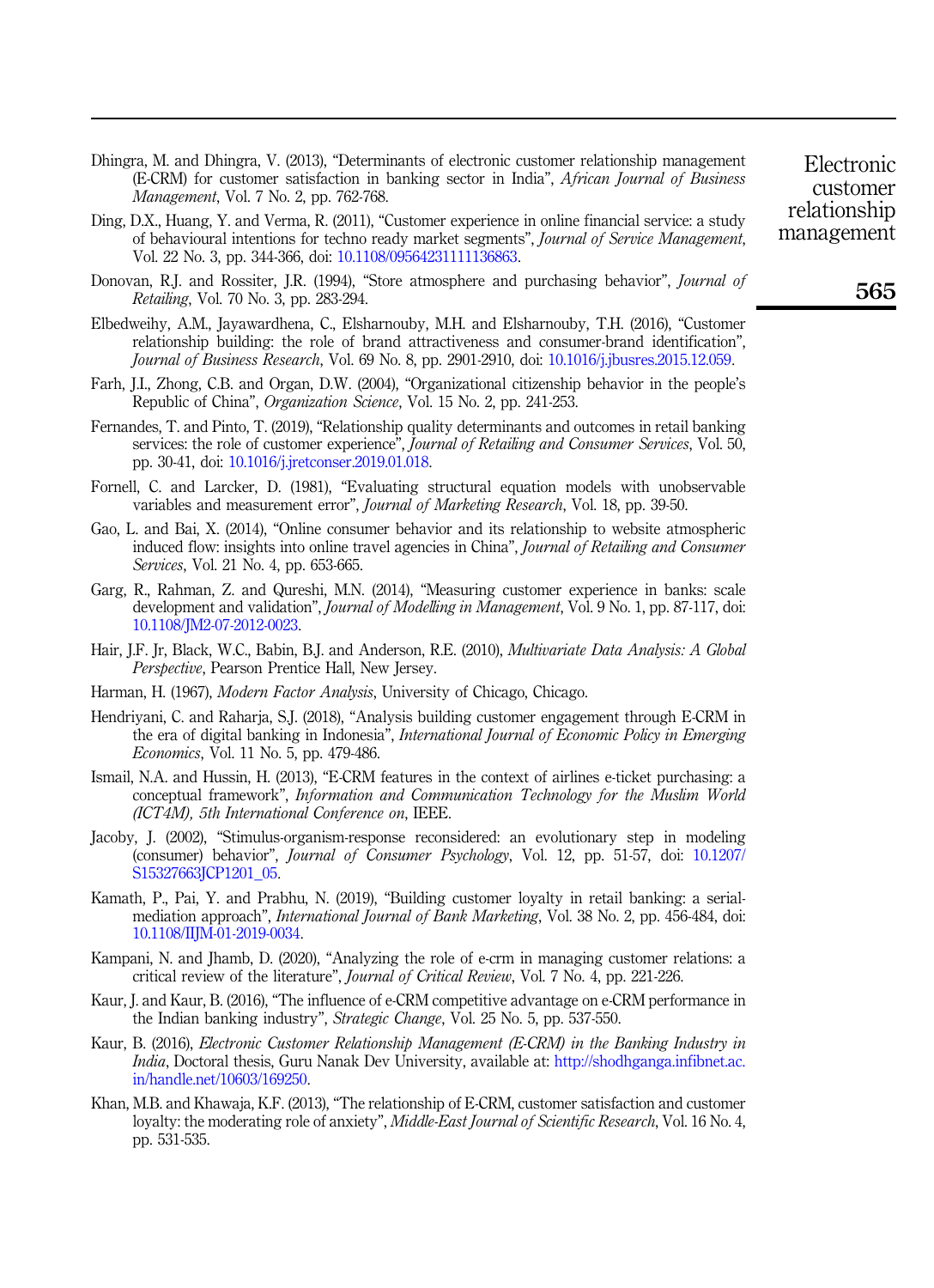Dhingra, M. and Dhingra, V. (2013), "Determinants of electronic customer relationship management (E-CRM) for customer satisfaction in banking sector in India", *African Journal of Business Management*, Vol. 7 No. 2, pp. 762-768.

Ding, D.X., Huang, Y. and Verma, R. (2011), "Customer experience in online financial service: a study of behavioural intentions for techno ready market segments", *Journal of Service Management*, Vol. 22 No. 3, pp. 344-366, doi: 10.1108/09564231111136863.

Donovan, R.J. and Rossiter, J.R. (1994), "Store atmosphere and purchasing behavior", *Journal of Retailing*, Vol. 70 No. 3, pp. 283-294.

Elbedweihy, A.M., Jayawardhena, C., Elsharnouby, M.H. and Elsharnouby, T.H. (2016), "Customer relationship building: the role of brand attractiveness and consumer-brand identification", *Journal of Business Research*, Vol. 69 No. 8, pp. 2901-2910, doi: 10.1016/j.jbusres.2015.12.059.

Farh, J.I., Zhong, C.B. and Organ, D.W. (2004), "Organizational citizenship behavior in the people's Republic of China", *Organization Science*, Vol. 15 No. 2, pp. 241-253.

Fernandes, T. and Pinto, T. (2019), "Relationship quality determinants and outcomes in retail banking services: the role of customer experience", *Journal of Retailing and Consumer Services*, Vol. 50, pp. 30-41, doi: 10.1016/j.jretconser.2019.01.018.

Fornell, C. and Larcker, D. (1981), "Evaluating structural equation models with unobservable variables and measurement error", *Journal of Marketing Research*, Vol. 18, pp. 39-50.

Gao, L. and Bai, X. (2014), "Online consumer behavior and its relationship to website atmospheric induced flow: insights into online travel agencies in China", *Journal of Retailing and Consumer Services*, Vol. 21 No. 4, pp. 653-665.

Garg, R., Rahman, Z. and Qureshi, M.N. (2014), "Measuring customer experience in banks: scale development and validation", *Journal of Modelling in Management*, Vol. 9 No. 1, pp. 87-117, doi: 10.1108/JM2-07-2012-0023.

Hair, J.F. Jr, Black, W.C., Babin, B.J. and Anderson, R.E. (2010), *Multivariate Data Analysis: A Global Perspective*, Pearson Prentice Hall, New Jersey.

Harman, H. (1967), *Modern Factor Analysis*, University of Chicago, Chicago.

Hendriyani, C. and Raharja, S.J. (2018), "Analysis building customer engagement through E-CRM in the era of digital banking in Indonesia", *International Journal of Economic Policy in Emerging Economics*, Vol. 11 No. 5, pp. 479-486.

Ismail, N.A. and Hussin, H. (2013), "E-CRM features in the context of airlines e-ticket purchasing: a conceptual framework", *Information and Communication Technology for the Muslim World (ICT4M), 5th International Conference on*, IEEE.

Jacoby, J. (2002), "Stimulus-organism-response reconsidered: an evolutionary step in modeling (consumer) behavior", *Journal of Consumer Psychology*, Vol. 12, pp. 51-57, doi: 10.1207/S15327663JCP1201_05.

Kamath, P., Pai, Y. and Prabhu, N. (2019), "Building customer loyalty in retail banking: a serial-mediation approach", *International Journal of Bank Marketing*, Vol. 38 No. 2, pp. 456-484, doi: 10.1108/IJJM-01-2019-0034.

Kampani, N. and Jhamb, D. (2020), "Analyzing the role of e-crm in managing customer relations: a critical review of the literature", *Journal of Critical Review*, Vol. 7 No. 4, pp. 221-226.

Kaur, J. and Kaur, B. (2016), "The influence of e-CRM competitive advantage on e-CRM performance in the Indian banking industry", *Strategic Change*, Vol. 25 No. 5, pp. 537-550.

Kaur, B. (2016), *Electronic Customer Relationship Management (E-CRM) in the Banking Industry in India*, Doctoral thesis, Guru Nanak Dev University, available at: http://shodhganga.infibnet.ac.in/handle.net/10603/169250.

Khan, M.B. and Khawaja, K.F. (2013), "The relationship of E-CRM, customer satisfaction and customer loyalty: the moderating role of anxiety", *Middle-East Journal of Scientific Research*, Vol. 16 No. 4, pp. 531-535.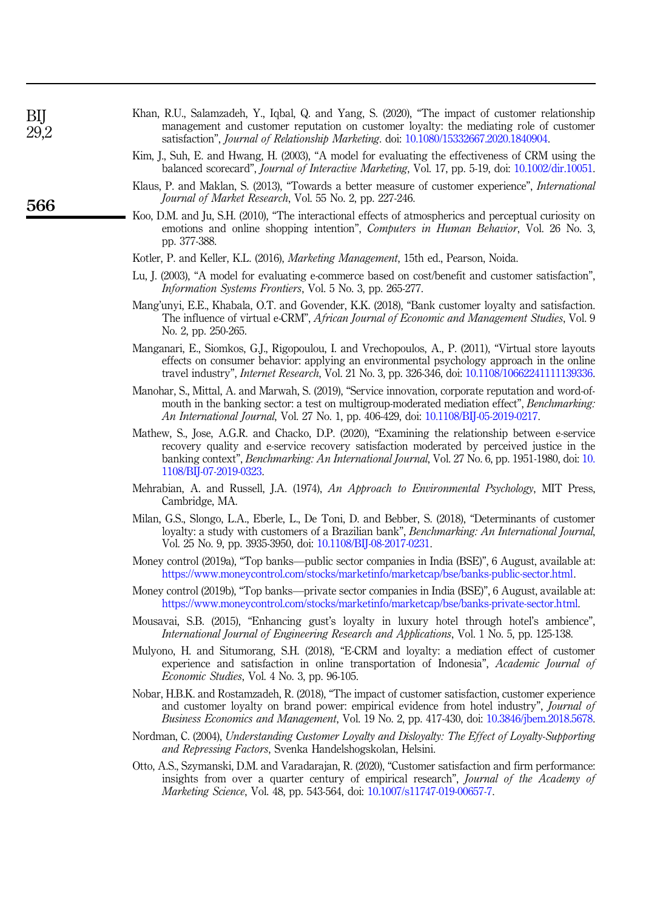Khan, R.U., Salamzadeh, Y., Iqbal, Q. and Yang, S. (2020), "The impact of customer relationship management and customer reputation on customer loyalty: the mediating role of customer satisfaction", *Journal of Relationship Marketing*. doi: 10.1080/15332667.2020.1840904.

Kim, J., Suh, E. and Hwang, H. (2003), "A model for evaluating the effectiveness of CRM using the balanced scorecard", *Journal of Interactive Marketing*, Vol. 17, pp. 5-19, doi: 10.1002/dir.10051.

Klaus, P. and Maklan, S. (2013), "Towards a better measure of customer experience", *International Journal of Market Research*, Vol. 55 No. 2, pp. 227-246.

Koo, D.M. and Ju, S.H. (2010), "The interactional effects of atmospherics and perceptual curiosity on emotions and online shopping intention", *Computers in Human Behavior*, Vol. 26 No. 3, pp. 377-388.

Kotler, P. and Keller, K.L. (2016), *Marketing Management*, 15th ed., Pearson, Noida.

Lu, J. (2003), "A model for evaluating e-commerce based on cost/benefit and customer satisfaction", *Information Systems Frontiers*, Vol. 5 No. 3, pp. 265-277.

Mang'unyi, E.E., Khabala, O.T. and Govender, K.K. (2018), "Bank customer loyalty and satisfaction. The influence of virtual e-CRM", *African Journal of Economic and Management Studies*, Vol. 9 No. 2, pp. 250-265.

Manganari, E., Siomkos, G.J., Rigopoulou, I. and Vrechopoulos, A., P. (2011), "Virtual store layouts effects on consumer behavior: applying an environmental psychology approach in the online travel industry", *Internet Research*, Vol. 21 No. 3, pp. 326-346, doi: 10.1108/10662241111139336.

Manohar, S., Mittal, A. and Marwah, S. (2019), "Service innovation, corporate reputation and word-of-mouth in the banking sector: a test on multigroup-moderated mediation effect", *Benchmarking: An International Journal*, Vol. 27 No. 1, pp. 406-429, doi: 10.1108/BIJ-05-2019-0217.

Mathew, S., Jose, A.G.R. and Chacko, D.P. (2020), "Examining the relationship between e-service recovery quality and e-service recovery satisfaction moderated by perceived justice in the banking context", *Benchmarking: An International Journal*, Vol. 27 No. 6, pp. 1951-1980, doi: 10.1108/BIJ-07-2019-0323.

Mehrabian, A. and Russell, J.A. (1974), *An Approach to Environmental Psychology*, MIT Press, Cambridge, MA.

Milan, G.S., Slongo, L.A., Eberle, L., De Toni, D. and Bebber, S. (2018), "Determinants of customer loyalty: a study with customers of a Brazilian bank", *Benchmarking: An International Journal*, Vol. 25 No. 9, pp. 3935-3950, doi: 10.1108/BIJ-08-2017-0231.

Money control (2019a), "Top banks—public sector companies in India (BSE)", 6 August, available at: https://www.moneycontrol.com/stocks/marketinfo/marketcap/bse/banks-public-sector.html.

Money control (2019b), "Top banks—private sector companies in India (BSE)", 6 August, available at: https://www.moneycontrol.com/stocks/marketinfo/marketcap/bse/banks-private-sector.html.

Mousavai, S.B. (2015), "Enhancing gust's loyalty in luxury hotel through hotel's ambience", *International Journal of Engineering Research and Applications*, Vol. 1 No. 5, pp. 125-138.

Mulyono, H. and Situmorang, S.H. (2018), "E-CRM and loyalty: a mediation effect of customer experience and satisfaction in online transportation of Indonesia", *Academic Journal of Economic Studies*, Vol. 4 No. 3, pp. 96-105.

Nobar, H.B.K. and Rostamzadeh, R. (2018), "The impact of customer satisfaction, customer experience and customer loyalty on brand power: empirical evidence from hotel industry", *Journal of Business Economics and Management*, Vol. 19 No. 2, pp. 417-430, doi: 10.3846/jbem.2018.5678.

Nordman, C. (2004), *Understanding Customer Loyalty and Disloyalty: The Effect of Loyalty-Supporting and Repressing Factors*, Svenka Handelshogskolan, Helsini.

Otto, A.S., Szymanski, D.M. and Varadarajan, R. (2020), "Customer satisfaction and firm performance: insights from over a quarter century of empirical research", *Journal of the Academy of Marketing Science*, Vol. 48, pp. 543-564, doi: 10.1007/s11747-019-00657-7.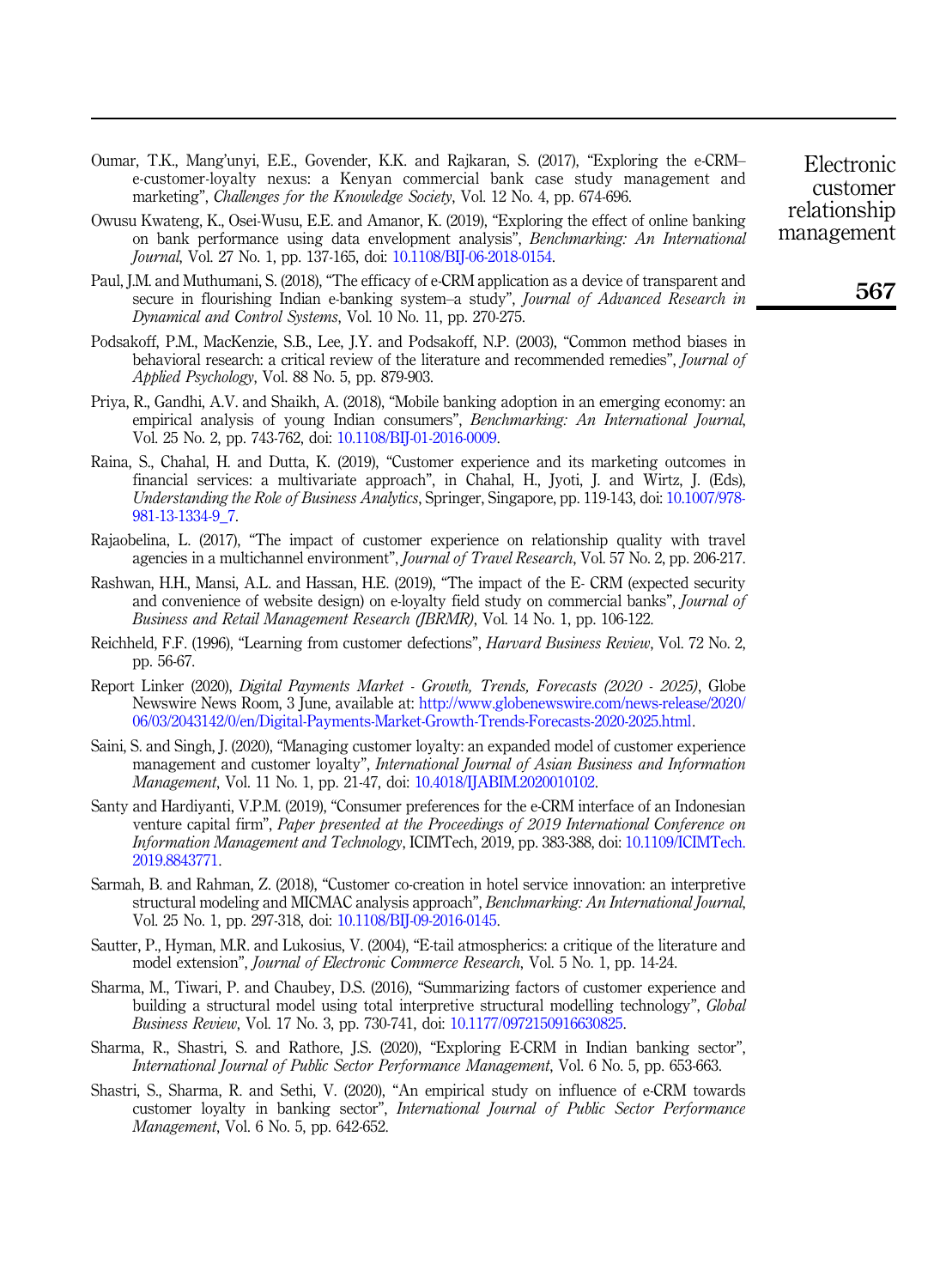Oumar, T.K., Mang'unyi, E.E., Govender, K.K. and Rajkaran, S. (2017), "Exploring the e-CRM–e-customer-loyalty nexus: a Kenyan commercial bank case study management and marketing", *Challenges for the Knowledge Society*, Vol. 12 No. 4, pp. 674-696.

Owusu Kwateng, K., Osei-Wusu, E.E. and Amanor, K. (2019), "Exploring the effect of online banking on bank performance using data envelopment analysis", *Benchmarking: An International Journal*, Vol. 27 No. 1, pp. 137-165, doi: 10.1108/BIJ-06-2018-0154.

Paul, J.M. and Muthumani, S. (2018), "The efficacy of e-CRM application as a device of transparent and secure in flourishing Indian e-banking system–a study", *Journal of Advanced Research in Dynamical and Control Systems*, Vol. 10 No. 11, pp. 270-275.

Podsakoff, P.M., MacKenzie, S.B., Lee, J.Y. and Podsakoff, N.P. (2003), "Common method biases in behavioral research: a critical review of the literature and recommended remedies", *Journal of Applied Psychology*, Vol. 88 No. 5, pp. 879-903.

Priya, R., Gandhi, A.V. and Shaikh, A. (2018), "Mobile banking adoption in an emerging economy: an empirical analysis of young Indian consumers", *Benchmarking: An International Journal*, Vol. 25 No. 2, pp. 743-762, doi: 10.1108/BIJ-01-2016-0009.

Raina, S., Chahal, H. and Dutta, K. (2019), "Customer experience and its marketing outcomes in financial services: a multivariate approach", in Chahal, H., Jyoti, J. and Wirtz, J. (Eds), *Understanding the Role of Business Analytics*, Springer, Singapore, pp. 119-143, doi: 10.1007/978-981-13-1334-9_7.

Rajaobelina, L. (2017), "The impact of customer experience on relationship quality with travel agencies in a multichannel environment", *Journal of Travel Research*, Vol. 57 No. 2, pp. 206-217.

Rashwan, H.H., Mansi, A.L. and Hassan, H.E. (2019), "The impact of the E- CRM (expected security and convenience of website design) on e-loyalty field study on commercial banks", *Journal of Business and Retail Management Research (JBRMR)*, Vol. 14 No. 1, pp. 106-122.

Reichheld, F.F. (1996), "Learning from customer defections", *Harvard Business Review*, Vol. 72 No. 2, pp. 56-67.

Report Linker (2020), *Digital Payments Market - Growth, Trends, Forecasts (2020 - 2025)*, Globe Newswire News Room, 3 June, available at: http://www.globenewswire.com/news-release/2020/06/03/2043142/0/en/Digital-Payments-Market-Growth-Trends-Forecasts-2020-2025.html.

Saini, S. and Singh, J. (2020), "Managing customer loyalty: an expanded model of customer experience management and customer loyalty", *International Journal of Asian Business and Information Management*, Vol. 11 No. 1, pp. 21-47, doi: 10.4018/IJABIM.2020010102.

Santy and Hardiyanti, V.P.M. (2019), "Consumer preferences for the e-CRM interface of an Indonesian venture capital firm", *Paper presented at the Proceedings of 2019 International Conference on Information Management and Technology*, ICIMTech, 2019, pp. 383-388, doi: 10.1109/ICIMTech.2019.8843771.

Sarmah, B. and Rahman, Z. (2018), "Customer co-creation in hotel service innovation: an interpretive structural modeling and MICMAC analysis approach", *Benchmarking: An International Journal*, Vol. 25 No. 1, pp. 297-318, doi: 10.1108/BIJ-09-2016-0145.

Sautter, P., Hyman, M.R. and Lukosius, V. (2004), "E-tail atmospherics: a critique of the literature and model extension", *Journal of Electronic Commerce Research*, Vol. 5 No. 1, pp. 14-24.

Sharma, M., Tiwari, P. and Chaubey, D.S. (2016), "Summarizing factors of customer experience and building a structural model using total interpretive structural modelling technology", *Global Business Review*, Vol. 17 No. 3, pp. 730-741, doi: 10.1177/0972150916630825.

Sharma, R., Shastri, S. and Rathore, J.S. (2020), "Exploring E-CRM in Indian banking sector", *International Journal of Public Sector Performance Management*, Vol. 6 No. 5, pp. 653-663.

Shastri, S., Sharma, R. and Sethi, V. (2020), "An empirical study on influence of e-CRM towards customer loyalty in banking sector", *International Journal of Public Sector Performance Management*, Vol. 6 No. 5, pp. 642-652.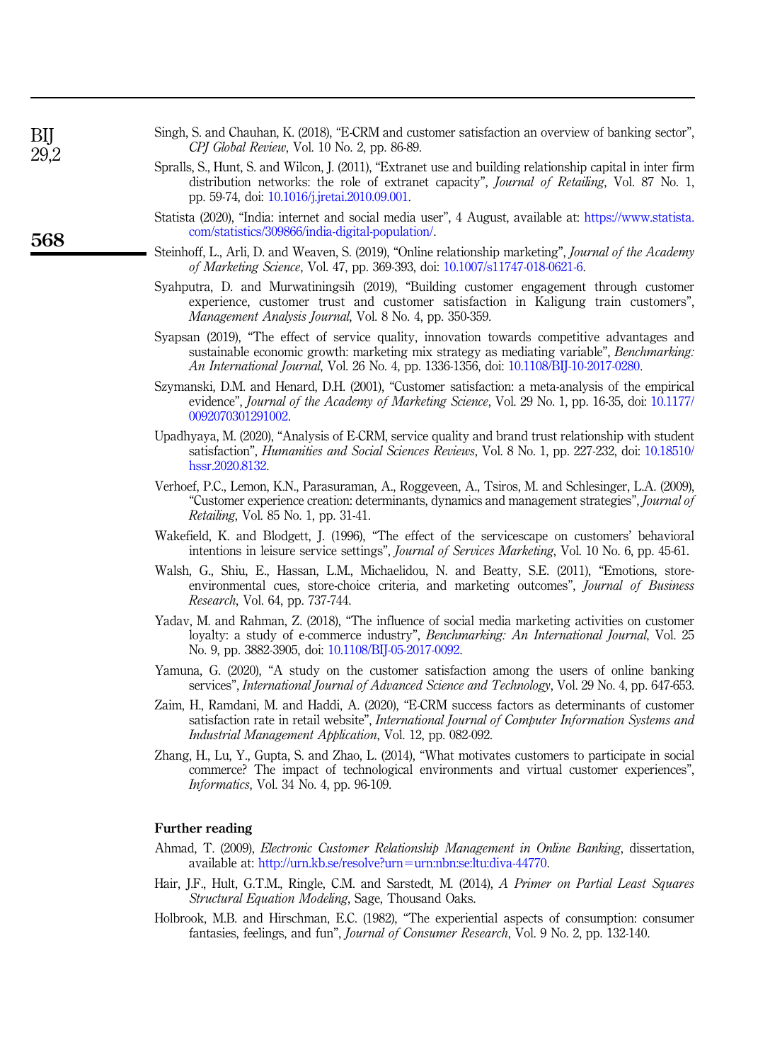Singh, S. and Chauhan, K. (2018), "E-CRM and customer satisfaction an overview of banking sector", *CPJ Global Review*, Vol. 10 No. 2, pp. 86-89.

Spralls, S., Hunt, S. and Wilcon, J. (2011), "Extranet use and building relationship capital in inter firm distribution networks: the role of extranet capacity", *Journal of Retailing*, Vol. 87 No. 1, pp. 59-74, doi: 10.1016/j.jretai.2010.09.001.

Statista (2020), "India: internet and social media user", 4 August, available at: https://www.statista.com/statistics/309866/india-digital-population/.

Steinhoff, L., Arli, D. and Weaven, S. (2019), "Online relationship marketing", *Journal of the Academy of Marketing Science*, Vol. 47, pp. 369-393, doi: 10.1007/s11747-018-0621-6.

Syahputra, D. and Murwatiningsih (2019), "Building customer engagement through customer experience, customer trust and customer satisfaction in Kaligung train customers", *Management Analysis Journal*, Vol. 8 No. 4, pp. 350-359.

Syapsan (2019), "The effect of service quality, innovation towards competitive advantages and sustainable economic growth: marketing mix strategy as mediating variable", *Benchmarking: An International Journal*, Vol. 26 No. 4, pp. 1336-1356, doi: 10.1108/BIJ-10-2017-0280.

Szymanski, D.M. and Henard, D.H. (2001), "Customer satisfaction: a meta-analysis of the empirical evidence", *Journal of the Academy of Marketing Science*, Vol. 29 No. 1, pp. 16-35, doi: 10.1177/0092070301291002.

Upadhyaya, M. (2020), "Analysis of E-CRM, service quality and brand trust relationship with student satisfaction", *Humanities and Social Sciences Reviews*, Vol. 8 No. 1, pp. 227-232, doi: 10.18510/hssr.2020.8132.

Verhoef, P.C., Lemon, K.N., Parasuraman, A., Roggeveen, A., Tsiros, M. and Schlesinger, L.A. (2009), "Customer experience creation: determinants, dynamics and management strategies", *Journal of Retailing*, Vol. 85 No. 1, pp. 31-41.

Wakefield, K. and Blodgett, J. (1996), "The effect of the servicescape on customers' behavioral intentions in leisure service settings", *Journal of Services Marketing*, Vol. 10 No. 6, pp. 45-61.

Walsh, G., Shiu, E., Hassan, L.M., Michaelidou, N. and Beatty, S.E. (2011), "Emotions, store-environmental cues, store-choice criteria, and marketing outcomes", *Journal of Business Research*, Vol. 64, pp. 737-744.

Yadav, M. and Rahman, Z. (2018), "The influence of social media marketing activities on customer loyalty: a study of e-commerce industry", *Benchmarking: An International Journal*, Vol. 25 No. 9, pp. 3882-3905, doi: 10.1108/BIJ-05-2017-0092.

Yamuna, G. (2020), "A study on the customer satisfaction among the users of online banking services", *International Journal of Advanced Science and Technology*, Vol. 29 No. 4, pp. 647-653.

Zaim, H., Ramdani, M. and Haddi, A. (2020), "E-CRM success factors as determinants of customer satisfaction rate in retail website", *International Journal of Computer Information Systems and Industrial Management Application*, Vol. 12, pp. 082-092.

Zhang, H., Lu, Y., Gupta, S. and Zhao, L. (2014), "What motivates customers to participate in social commerce? The impact of technological environments and virtual customer experiences", *Informatics*, Vol. 34 No. 4, pp. 96-109.

## Further reading

Ahmad, T. (2009), *Electronic Customer Relationship Management in Online Banking*, dissertation, available at: http://urn.kb.se/resolve?urn=urn:nbn:se:ltu:diva-44770.

Hair, J.F., Hult, G.T.M., Ringle, C.M. and Sarstedt, M. (2014), *A Primer on Partial Least Squares Structural Equation Modeling*, Sage, Thousand Oaks.

Holbrook, M.B. and Hirschman, E.C. (1982), "The experiential aspects of consumption: consumer fantasies, feelings, and fun", *Journal of Consumer Research*, Vol. 9 No. 2, pp. 132-140.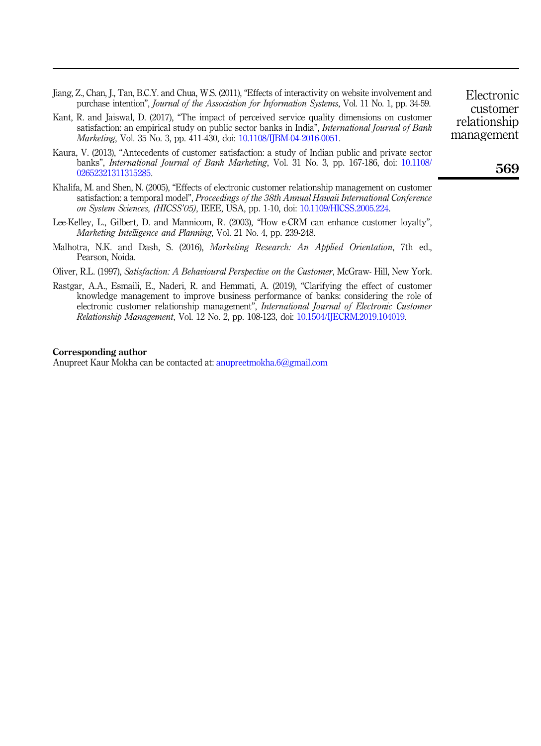Jiang, Z., Chan, J., Tan, B.C.Y. and Chua, W.S. (2011), "Effects of interactivity on website involvement and purchase intention", *Journal of the Association for Information Systems*, Vol. 11 No. 1, pp. 34-59.

Kant, R. and Jaiswal, D. (2017), "The impact of perceived service quality dimensions on customer satisfaction: an empirical study on public sector banks in India", *International Journal of Bank Marketing*, Vol. 35 No. 3, pp. 411-430, doi: 10.1108/IJBM-04-2016-0051.

Kaura, V. (2013), "Antecedents of customer satisfaction: a study of Indian public and private sector banks", *International Journal of Bank Marketing*, Vol. 31 No. 3, pp. 167-186, doi: 10.1108/02652321311315285.

Khalifa, M. and Shen, N. (2005), "Effects of electronic customer relationship management on customer satisfaction: a temporal model", *Proceedings of the 38th Annual Hawaii International Conference on System Sciences, (HICSS'05)*, IEEE, USA, pp. 1-10, doi: 10.1109/HICSS.2005.224.

Lee-Kelley, L., Gilbert, D. and Mannicom, R. (2003), "How e-CRM can enhance customer loyalty", *Marketing Intelligence and Planning*, Vol. 21 No. 4, pp. 239-248.

Malhotra, N.K. and Dash, S. (2016), *Marketing Research: An Applied Orientation*, 7th ed., Pearson, Noida.

Oliver, R.L. (1997), *Satisfaction: A Behavioural Perspective on the Customer*, McGraw- Hill, New York.

Rastgar, A.A., Esmaili, E., Naderi, R. and Hemmati, A. (2019), "Clarifying the effect of customer knowledge management to improve business performance of banks: considering the role of electronic customer relationship management", *International Journal of Electronic Customer Relationship Management*, Vol. 12 No. 2, pp. 108-123, doi: 10.1504/IJECRM.2019.104019.

**Corresponding author**
Anupreet Kaur Mokha can be contacted at: anupreetmokha.6@gmail.com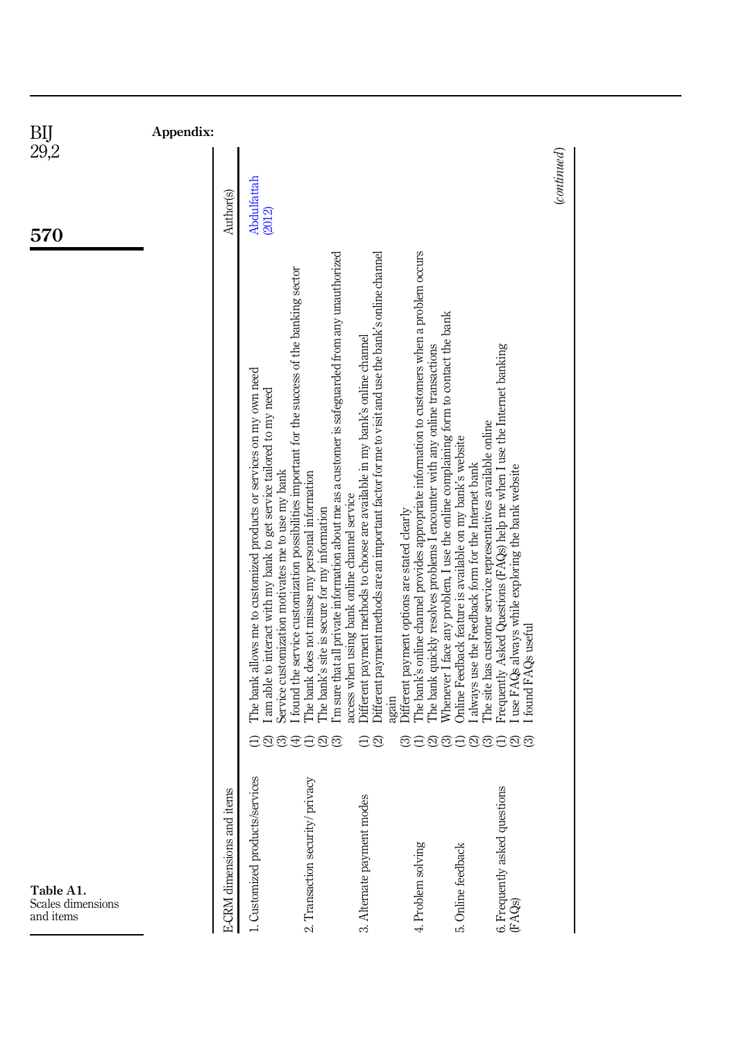## Appendix:

**Table A1.** Scales dimensions and items

| E-CRM dimensions and items | | Author(s) |
|---|---|---|
| 1. Customized products/services | (1) The bank allows me to customized products or services on my own need | Abdulfattah (2012) |
| | (2) I am able to interact with my bank to get service tailored to my need | |
| | (3) Service customization motivates me to use my bank | |
| | (4) I found the service customization possibilities important for the success of the banking sector | |
| 2. Transaction security/ privacy | (1) The bank does not misuse my personal information | |
| | (2) The bank's site is secure for my information | |
| | (3) I'm sure that all private information about me as a customer is safeguarded from any unauthorized access when using bank online channel service | |
| 3. Alternate payment modes | (1) Different payment methods to choose are available in my bank's online channel | |
| | (2) Different payment methods are an important factor for me to visit and use the bank's online channel again | |
| | (3) Different payment options are stated clearly | |
| 4. Problem solving | (1) The bank's online channel provides appropriate information to customers when a problem occurs | |
| | (2) The bank quickly resolves problems I encounter with any online transactions | |
| | (3) Whenever I face any problem, I use the online complaining form to contact the bank | |
| 5. Online feedback | (1) Online Feedback feature is available on my bank's website | |
| | (2) I always use the Feedback form for the Internet bank | |
| | (3) The site has customer service representatives available online | |
| 6. Frequently asked questions (FAQs) | (1) Frequently Asked Questions (FAQs) help me when I use the Internet banking | |
| | (2) I use FAQs always while exploring the bank website | |
| | (3) I found FAQs useful | |

*(continued)*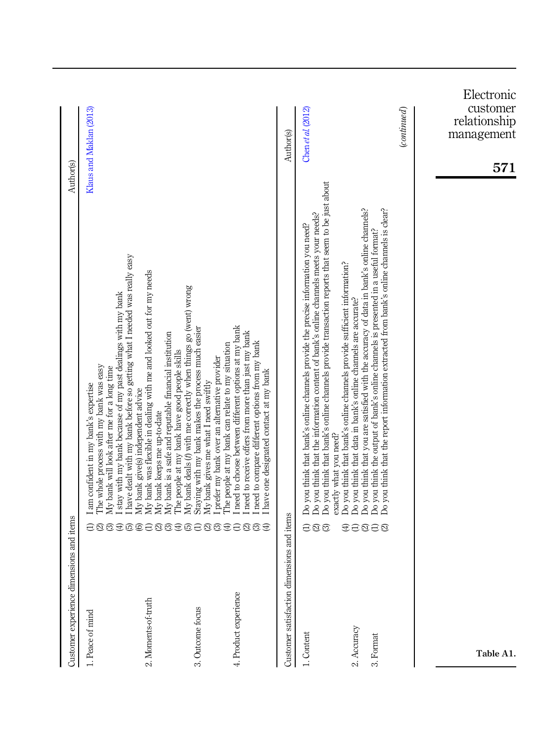| Customer experience dimensions and items | | Author(s) |
|---|---|---|
| 1. Peace of mind | (1) I am confident in my bank's expertise | Klaus and Maklan (2013) |
| | (2) The whole process with my bank was easy | |
| | (3) My bank will look after me for a long time | |
| | (4) I stay with my bank because of my past dealings with my bank | |
| | (5) I have dealt with my bank before so getting what I needed was really easy | |
| | (6) My bank give(s) independent advice | |
| 2. Moments-of-truth | (1) My bank was flexible in dealing with me and looked out for my needs | |
| | (2) My bank keeps me up-to-date | |
| | (3) My bank is a safe and reputable financial institution | |
| | (4) The people at my bank have good people skills | |
| | (5) My bank deals (*t*) with me correctly when things go (went) wrong | |
| 3. Outcome focus | (1) Staying with my bank makes the process much easier | |
| | (2) My bank gives me what I need swiftly | |
| | (3) I prefer my bank over an alternative provider | |
| | (4) The people at my bank can relate to my situation | |
| 4. Product experience | (1) I need to choose between different options at my bank | |
| | (2) I need to receive offers from more than just my bank | |
| | (3) I need to compare different options from my bank | |
| | (4) I have one designated contact at my bank | |

| Customer satisfaction dimensions and items | | Author(s) |
|---|---|---|
| 1. Content | (1) Do you think that bank's online channels provide the precise information you need? | Chen *et al.* (2012) |
| | (2) Do you think that the information content of bank's online channels meets your needs? | |
| | (3) Do you think that bank's online channels provide transaction reports that seem to be just about exactly what you need? | |
| | (4) Do you think that bank's online channels provide sufficient information? | |
| 2. Accuracy | (1) Do you think that data in bank's online channels are accurate? | |
| | (2) Do you think that you are satisfied with the accuracy of data in bank's online channels? | |
| 3. Format | (1) Do you think the output of bank's online channels is presented in a useful format? | |
| | (2) Do you think that the report information extracted from bank's online channels is clear? | |

(*continued*)

**Table A1.**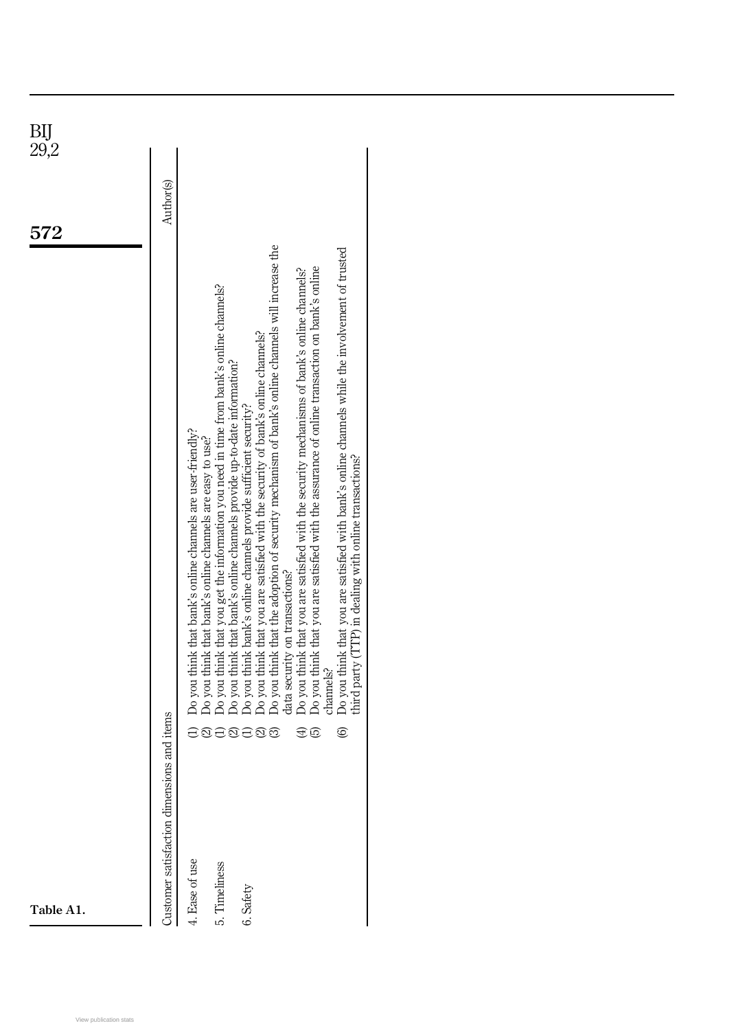Table A1.

| Customer satisfaction dimensions and items | | Author(s) |
|---|---|---|
| 4. Ease of use | (1) Do you think that bank's online channels are user-friendly? | |
| | (2) Do you think that bank's online channels are easy to use? | |
| 5. Timeliness | (1) Do you think that you get the information you need in time from bank's online channels? | |
| | (2) Do you think that bank's online channels provide up-to-date information? | |
| 6. Safety | (1) Do you think bank's online channels provide sufficient security? | |
| | (2) Do you think that you are satisfied with the security of bank's online channels? | |
| | (3) Do you think that the adoption of security mechanism of bank's online channels will increase the data security on transactions? | |
| | (4) Do you think that you are satisfied with the security mechanisms of bank's online channels? | |
| | (5) Do you think that you are satisfied with the assurance of online transaction on bank's online channels? | |
| | (6) Do you think that you are satisfied with bank's online channels while the involvement of trusted third party (TTP) in dealing with online transactions? | |